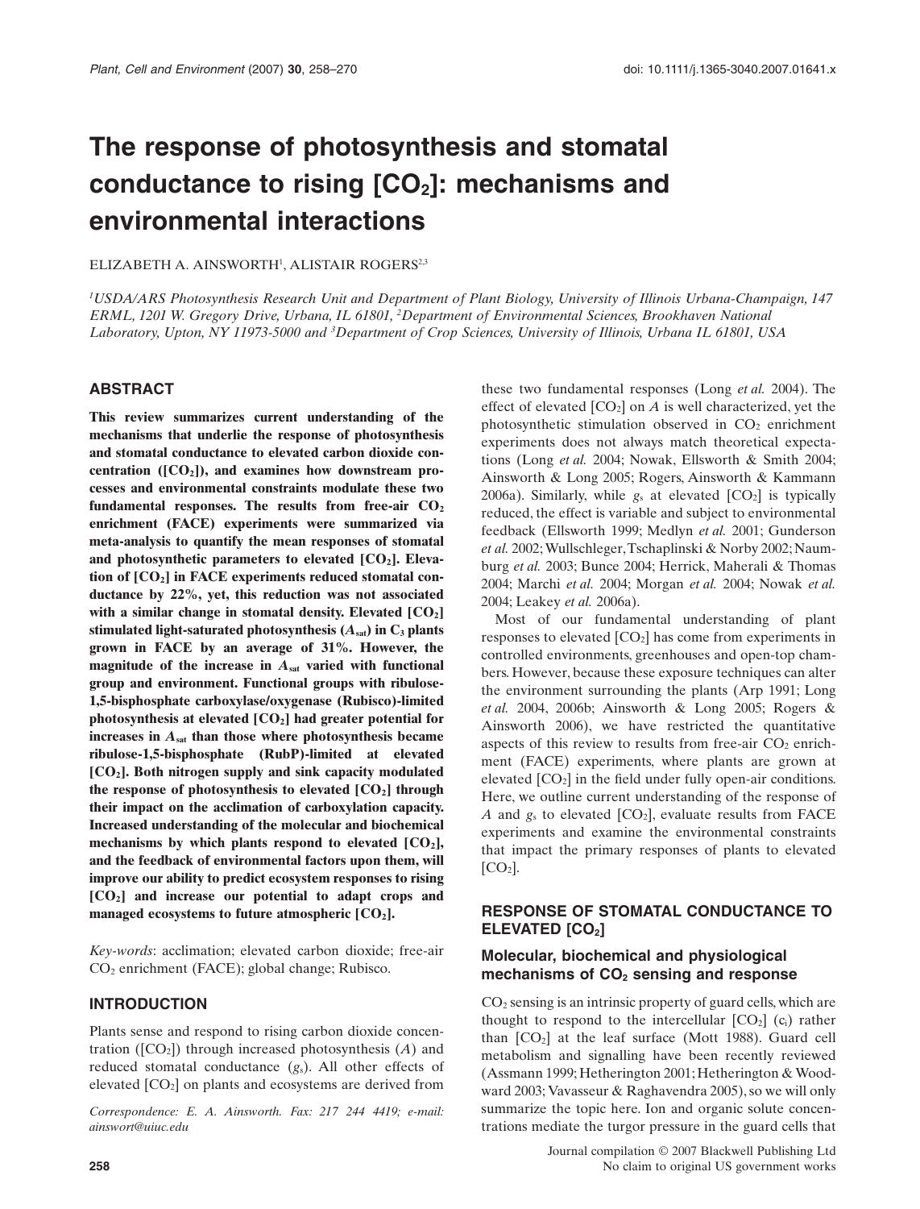# The response of photosynthesis and stomatal conductance to rising [$CO_2$]: mechanisms and environmental interactions

ELIZABETH A. AINSWORTH[1], ALISTAIR ROGERS[2,3]

[1]USDA/ARS Photosynthesis Research Unit and Department of Plant Biology, University of Illinois Urbana-Champaign, 147 ERML, 1201 W. Gregory Drive, Urbana, IL 61801, [2]Department of Environmental Sciences, Brookhaven National Laboratory, Upton, NY 11973-5000 and [3]Department of Crop Sciences, University of Illinois, Urbana IL 61801, USA

## ABSTRACT

**This review summarizes current understanding of the mechanisms that underlie the response of photosynthesis and stomatal conductance to elevated carbon dioxide concentration ([$CO_2$]), and examines how downstream processes and environmental constraints modulate these two fundamental responses. The results from free-air $CO_2$ enrichment (FACE) experiments were summarized via meta-analysis to quantify the mean responses of stomatal and photosynthetic parameters to elevated [$CO_2$]. Elevation of [$CO_2$] in FACE experiments reduced stomatal conductance by 22%, yet, this reduction was not associated with a similar change in stomatal density. Elevated [$CO_2$] stimulated light-saturated photosynthesis ($A_{sat}$) in $C_3$ plants grown in FACE by an average of 31%. However, the magnitude of the increase in $A_{sat}$ varied with functional group and environment. Functional groups with ribulose-1,5-bisphosphate carboxylase/oxygenase (Rubisco)-limited photosynthesis at elevated [$CO_2$] had greater potential for increases in $A_{sat}$ than those where photosynthesis became ribulose-1,5-bisphosphate (RubP)-limited at elevated [$CO_2$]. Both nitrogen supply and sink capacity modulated the response of photosynthesis to elevated [$CO_2$] through their impact on the acclimation of carboxylation capacity. Increased understanding of the molecular and biochemical mechanisms by which plants respond to elevated [$CO_2$], and the feedback of environmental factors upon them, will improve our ability to predict ecosystem responses to rising [$CO_2$] and increase our potential to adapt crops and managed ecosystems to future atmospheric [$CO_2$].**

*Key-words*: acclimation; elevated carbon dioxide; free-air $CO_2$ enrichment (FACE); global change; Rubisco.

## INTRODUCTION

Plants sense and respond to rising carbon dioxide concentration ([$CO_2$]) through increased photosynthesis ($A$) and reduced stomatal conductance ($g_s$). All other effects of elevated [$CO_2$] on plants and ecosystems are derived from these two fundamental responses (Long *et al.* 2004). The effect of elevated [$CO_2$] on $A$ is well characterized, yet the photosynthetic stimulation observed in $CO_2$ enrichment experiments does not always match theoretical expectations (Long *et al.* 2004; Nowak, Ellsworth & Smith 2004; Ainsworth & Long 2005; Rogers, Ainsworth & Kammann 2006a). Similarly, while $g_s$ at elevated [$CO_2$] is typically reduced, the effect is variable and subject to environmental feedback (Ellsworth 1999; Medlyn *et al.* 2001; Gunderson *et al.* 2002; Wullschleger, Tschaplinski & Norby 2002; Naumburg *et al.* 2003; Bunce 2004; Herrick, Maherali & Thomas 2004; Marchi *et al.* 2004; Morgan *et al.* 2004; Nowak *et al.* 2004; Leakey *et al.* 2006a).

Most of our fundamental understanding of plant responses to elevated [$CO_2$] has come from experiments in controlled environments, greenhouses and open-top chambers. However, because these exposure techniques can alter the environment surrounding the plants (Arp 1991; Long *et al.* 2004, 2006b; Ainsworth & Long 2005; Rogers & Ainsworth 2006), we have restricted the quantitative aspects of this review to results from free-air $CO_2$ enrichment (FACE) experiments, where plants are grown at elevated [$CO_2$] in the field under fully open-air conditions. Here, we outline current understanding of the response of $A$ and $g_s$ to elevated [$CO_2$], evaluate results from FACE experiments and examine the environmental constraints that impact the primary responses of plants to elevated [$CO_2$].

## RESPONSE OF STOMATAL CONDUCTANCE TO ELEVATED [$CO_2$]

### Molecular, biochemical and physiological mechanisms of $CO_2$ sensing and response

$CO_2$ sensing is an intrinsic property of guard cells, which are thought to respond to the intercellular [$CO_2$] ($c_i$) rather than [$CO_2$] at the leaf surface (Mott 1988). Guard cell metabolism and signalling have been recently reviewed (Assmann 1999; Hetherington 2001; Hetherington & Woodward 2003; Vavasseur & Raghavendra 2005), so we will only summarize the topic here. Ion and organic solute concentrations mediate the turgor pressure in the guard cells that

Correspondence: E. A. Ainsworth. Fax: 217 244 4419; e-mail: ainswort@uiuc.edu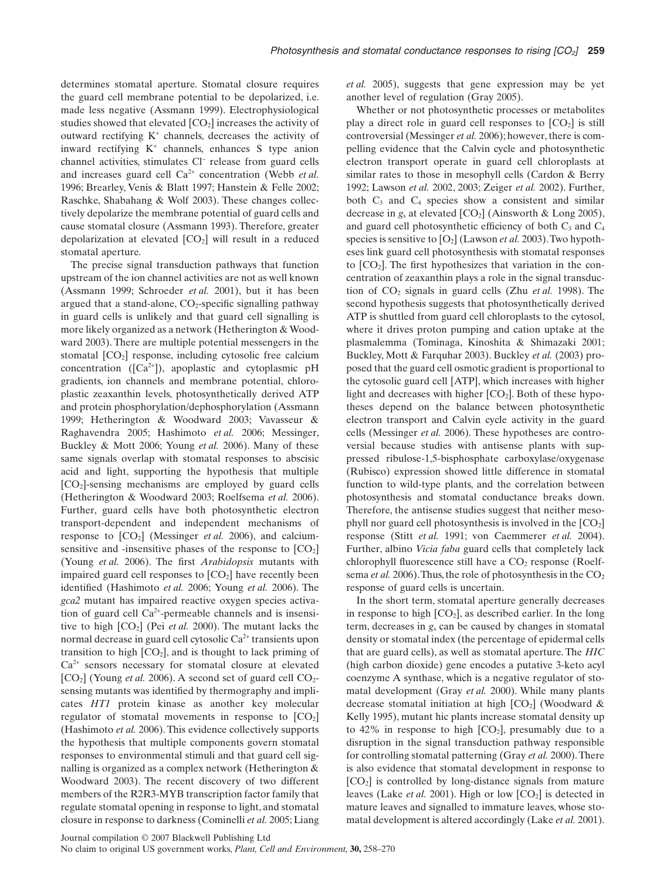determines stomatal aperture. Stomatal closure requires the guard cell membrane potential to be depolarized, i.e. made less negative (Assmann 1999). Electrophysiological studies showed that elevated [$CO_2$] increases the activity of outward rectifying $K^+$ channels, decreases the activity of inward rectifying $K^+$ channels, enhances S type anion channel activities, stimulates $Cl^-$ release from guard cells and increases guard cell $Ca^{2+}$ concentration (Webb *et al.* 1996; Brearley, Venis & Blatt 1997; Hanstein & Felle 2002; Raschke, Shabahang & Wolf 2003). These changes collectively depolarize the membrane potential of guard cells and cause stomatal closure (Assmann 1993). Therefore, greater depolarization at elevated [$CO_2$] will result in a reduced stomatal aperture.

The precise signal transduction pathways that function upstream of the ion channel activities are not as well known (Assmann 1999; Schroeder *et al.* 2001), but it has been argued that a stand-alone, $CO_2$-specific signalling pathway in guard cells is unlikely and that guard cell signalling is more likely organized as a network (Hetherington & Woodward 2003). There are multiple potential messengers in the stomatal [$CO_2$] response, including cytosolic free calcium concentration ([$Ca^{2+}$]), apoplastic and cytoplasmic pH gradients, ion channels and membrane potential, chloroplastic zeaxanthin levels, photosynthetically derived ATP and protein phosphorylation/dephosphorylation (Assmann 1999; Hetherington & Woodward 2003; Vavasseur & Raghavendra 2005; Hashimoto *et al.* 2006; Messinger, Buckley & Mott 2006; Young *et al.* 2006). Many of these same signals overlap with stomatal responses to abscisic acid and light, supporting the hypothesis that multiple [$CO_2$]-sensing mechanisms are employed by guard cells (Hetherington & Woodward 2003; Roelfsema *et al.* 2006). Further, guard cells have both photosynthetic electron transport-dependent and independent mechanisms of response to [$CO_2$] (Messinger *et al.* 2006), and calcium-sensitive and -insensitive phases of the response to [$CO_2$] (Young *et al.* 2006). The first *Arabidopsis* mutants with impaired guard cell responses to [$CO_2$] have recently been identified (Hashimoto *et al.* 2006; Young *et al.* 2006). The *gca2* mutant has impaired reactive oxygen species activation of guard cell $Ca^{2+}$-permeable channels and is insensitive to high [$CO_2$] (Pei *et al.* 2000). The mutant lacks the normal decrease in guard cell cytosolic $Ca^{2+}$ transients upon transition to high [$CO_2$], and is thought to lack priming of $Ca^{2+}$ sensors necessary for stomatal closure at elevated [$CO_2$] (Young *et al.* 2006). A second set of guard cell $CO_2$-sensing mutants was identified by thermography and implicates *HT1* protein kinase as another key molecular regulator of stomatal movements in response to [$CO_2$] (Hashimoto *et al.* 2006). This evidence collectively supports the hypothesis that multiple components govern stomatal responses to environmental stimuli and that guard cell signalling is organized as a complex network (Hetherington & Woodward 2003). The recent discovery of two different members of the R2R3-MYB transcription factor family that regulate stomatal opening in response to light, and stomatal closure in response to darkness (Cominelli *et al.* 2005; Liang *et al.* 2005), suggests that gene expression may be yet another level of regulation (Gray 2005).

Whether or not photosynthetic processes or metabolites play a direct role in guard cell responses to [$CO_2$] is still controversial (Messinger *et al.* 2006); however, there is compelling evidence that the Calvin cycle and photosynthetic electron transport operate in guard cell chloroplasts at similar rates to those in mesophyll cells (Cardon & Berry 1992; Lawson *et al.* 2002, 2003; Zeiger *et al.* 2002). Further, both $C_3$ and $C_4$ species show a consistent and similar decrease in $g_s$ at elevated [$CO_2$] (Ainsworth & Long 2005), and guard cell photosynthetic efficiency of both $C_3$ and $C_4$ species is sensitive to [$O_2$] (Lawson *et al.* 2003). Two hypotheses link guard cell photosynthesis with stomatal responses to [$CO_2$]. The first hypothesizes that variation in the concentration of zeaxanthin plays a role in the signal transduction of $CO_2$ signals in guard cells (Zhu *et al.* 1998). The second hypothesis suggests that photosynthetically derived ATP is shuttled from guard cell chloroplasts to the cytosol, where it drives proton pumping and cation uptake at the plasmalemma (Tominaga, Kinoshita & Shimazaki 2001; Buckley, Mott & Farquhar 2003). Buckley *et al.* (2003) proposed that the guard cell osmotic gradient is proportional to the cytosolic guard cell [ATP], which increases with higher light and decreases with higher [$CO_2$]. Both of these hypotheses depend on the balance between photosynthetic electron transport and Calvin cycle activity in the guard cells (Messinger *et al.* 2006). These hypotheses are controversial because studies with antisense plants with suppressed ribulose-1,5-bisphosphate carboxylase/oxygenase (Rubisco) expression showed little difference in stomatal function to wild-type plants, and the correlation between photosynthesis and stomatal conductance breaks down. Therefore, the antisense studies suggest that neither mesophyll nor guard cell photosynthesis is involved in the [$CO_2$] response (Stitt *et al.* 1991; von Caemmerer *et al.* 2004). Further, albino *Vicia faba* guard cells that completely lack chlorophyll fluorescence still have a $CO_2$ response (Roelfsema *et al.* 2006). Thus, the role of photosynthesis in the $CO_2$ response of guard cells is uncertain.

In the short term, stomatal aperture generally decreases in response to high [$CO_2$], as described earlier. In the long term, decreases in $g_s$ can be caused by changes in stomatal density or stomatal index (the percentage of epidermal cells that are guard cells), as well as stomatal aperture. The *HIC* (high carbon dioxide) gene encodes a putative 3-keto acyl coenzyme A synthase, which is a negative regulator of stomatal development (Gray *et al.* 2000). While many plants decrease stomatal initiation at high [$CO_2$] (Woodward & Kelly 1995), mutant hic plants increase stomatal density up to 42% in response to high [$CO_2$], presumably due to a disruption in the signal transduction pathway responsible for controlling stomatal patterning (Gray *et al.* 2000). There is also evidence that stomatal development in response to [$CO_2$] is controlled by long-distance signals from mature leaves (Lake *et al.* 2001). High or low [$CO_2$] is detected in mature leaves and signalled to immature leaves, whose stomatal development is altered accordingly (Lake *et al.* 2001).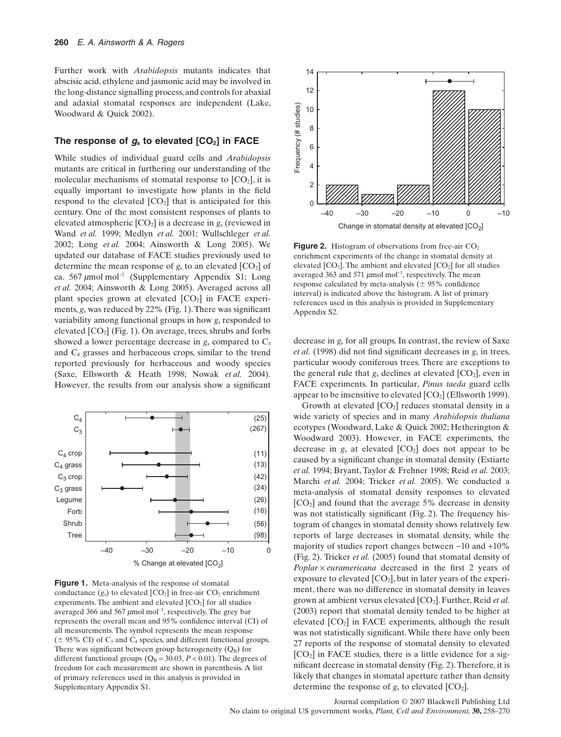Further work with *Arabidopsis* mutants indicates that abscisic acid, ethylene and jasmonic acid may be involved in the long-distance signalling process, and controls for abaxial and adaxial stomatal responses are independent (Lake, Woodward & Quick 2002).

## The response of $g_s$ to elevated [$CO_2$] in FACE

While studies of individual guard cells and *Arabidopsis* mutants are critical in furthering our understanding of the molecular mechanisms of stomatal response to [$CO_2$], it is equally important to investigate how plants in the field respond to the elevated [$CO_2$] that is anticipated for this century. One of the most consistent responses of plants to elevated atmospheric [$CO_2$] is a decrease in $g_s$ (reviewed in Wand *et al.* 1999; Medlyn *et al.* 2001; Wullschleger *et al.* 2002; Long *et al.* 2004; Ainsworth & Long 2005). We updated our database of FACE studies previously used to determine the mean response of $g_s$ to an elevated [$CO_2$] of ca. 567 $\mu$mol mol$^{-1}$ (Supplementary Appendix S1; Long *et al.* 2004; Ainsworth & Long 2005). Averaged across all plant species grown at elevated [$CO_2$] in FACE experiments, $g_s$ was reduced by 22% (Fig. 1). There was significant variability among functional groups in how $g_s$ responded to elevated [$CO_2$] (Fig. 1). On average, trees, shrubs and forbs showed a lower percentage decrease in $g_s$ compared to $C_3$ and $C_4$ grasses and herbaceous crops, similar to the trend reported previously for herbaceous and woody species (Saxe, Ellsworth & Heath 1998; Nowak *et al.* 2004). However, the results from our analysis show a significant decrease in $g_s$ for all groups. In contrast, the review of Saxe *et al.* (1998) did not find significant decreases in $g_s$ in trees, particular woody coniferous trees. There are exceptions to the general rule that $g_s$ declines at elevated [$CO_2$], even in FACE experiments. In particular, *Pinus taeda* guard cells appear to be insensitive to elevated [$CO_2$] (Ellsworth 1999).

**Figure 1.** Meta-analysis of the response of stomatal conductance ($g_s$) to elevated [$CO_2$] in free-air $CO_2$ enrichment experiments. The ambient and elevated [$CO_2$] for all studies averaged 366 and 567 $\mu$mol mol$^{-1}$, respectively. The grey bar represents the overall mean and 95% confidence interval (CI) of all measurements. The symbol represents the mean response (± 95% CI) of $C_3$ and $C_4$ species, and different functional groups. There was significant between group heterogeneity ($Q_B$) for different functional groups ($Q_B = 30.03$, $P < 0.01$). The degrees of freedom for each measurement are shown in parenthesis. A list of primary references used in this analysis is provided in Supplementary Appendix S1.

**Figure 2.** Histogram of observations from free-air $CO_2$ enrichment experiments of the change in stomatal density at elevated [$CO_2$]. The ambient and elevated [$CO_2$] for all studies averaged 363 and 571 $\mu$mol mol$^{-1}$, respectively. The mean response calculated by meta-analysis (± 95% confidence interval) is indicated above the histogram. A list of primary references used in this analysis is provided in Supplementary Appendix S2.

Growth at elevated [$CO_2$] reduces stomatal density in a wide variety of species and in many *Arabidopsis thaliana* ecotypes (Woodward, Lake & Quick 2002; Hetherington & Woodward 2003). However, in FACE experiments, the decrease in $g_s$ at elevated [$CO_2$] does not appear to be caused by a significant change in stomatal density (Estiarte *et al.* 1994; Bryant, Taylor & Frehner 1998; Reid *et al.* 2003; Marchi *et al.* 2004; Tricker *et al.* 2005). We conducted a meta-analysis of stomatal density responses to elevated [$CO_2$] and found that the average 5% decrease in density was not statistically significant (Fig. 2). The frequency histogram of changes in stomatal density shows relatively few reports of large decreases in stomatal density, while the majority of studies report changes between –10 and +10% (Fig. 2). Tricker *et al.* (2005) found that stomatal density of *Poplar × euramericana* decreased in the first 2 years of exposure to elevated [$CO_2$], but in later years of the experiment, there was no difference in stomatal density in leaves grown at ambient versus elevated [$CO_2$]. Further, Reid *et al.* (2003) report that stomatal density tended to be higher at elevated [$CO_2$] in FACE experiments, although the result was not statistically significant. While there have only been 27 reports of the response of stomatal density to elevated [$CO_2$] in FACE studies, there is a little evidence for a significant decrease in stomatal density (Fig. 2). Therefore, it is likely that changes in stomatal aperture rather than density determine the response of $g_s$ to elevated [$CO_2$].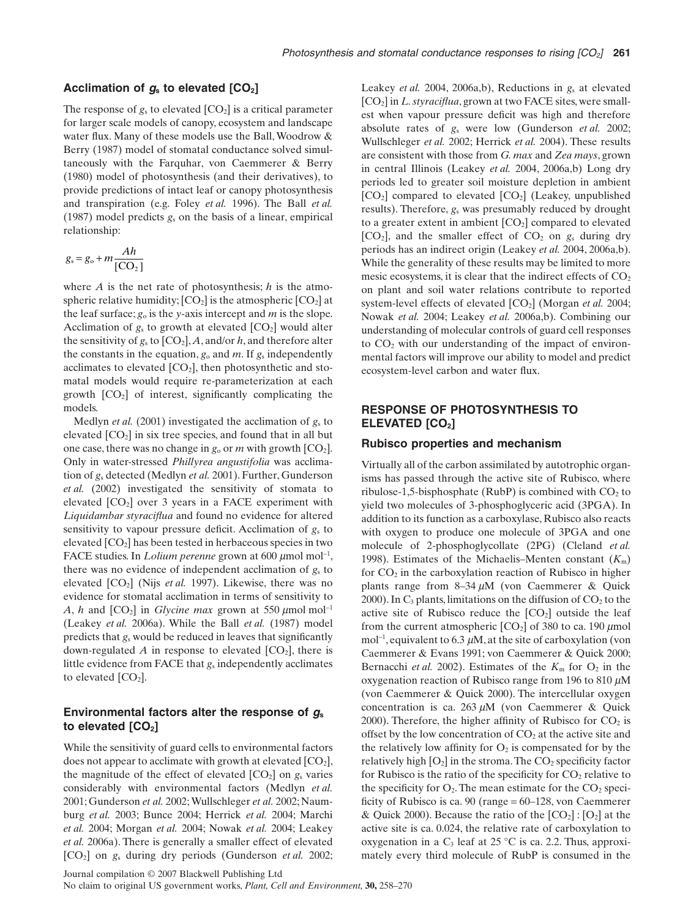## Acclimation of $g_s$ to elevated [$CO_2$]

The response of $g_s$ to elevated [$CO_2$] is a critical parameter for larger scale models of canopy, ecosystem and landscape water flux. Many of these models use the Ball, Woodrow & Berry (1987) model of stomatal conductance solved simultaneously with the Farquhar, von Caemmerer & Berry (1980) model of photosynthesis (and their derivatives), to provide predictions of intact leaf or canopy photosynthesis and transpiration (e.g. Foley *et al.* 1996). The Ball *et al.* (1987) model predicts $g_s$ on the basis of a linear, empirical relationship:

$$g_s = g_o + m\frac{Ah}{[CO_2]}$$

where $A$ is the net rate of photosynthesis; $h$ is the atmospheric relative humidity; [$CO_2$] is the atmospheric [$CO_2$] at the leaf surface; $g_o$ is the $y$-axis intercept and $m$ is the slope. Acclimation of $g_s$ to growth at elevated [$CO_2$] would alter the sensitivity of $g_s$ to [$CO_2$], $A$, and/or $h$, and therefore alter the constants in the equation, $g_o$ and $m$. If $g_s$ independently acclimates to elevated [$CO_2$], then photosynthetic and stomatal models would require re-parameterization at each growth [$CO_2$] of interest, significantly complicating the models.

Medlyn *et al.* (2001) investigated the acclimation of $g_s$ to elevated [$CO_2$] in six tree species, and found that in all but one case, there was no change in $g_o$ or $m$ with growth [$CO_2$]. Only in water-stressed *Phillyrea angustifolia* was acclimation of $g_s$ detected (Medlyn *et al.* 2001). Further, Gunderson *et al.* (2002) investigated the sensitivity of stomata to elevated [$CO_2$] over 3 years in a FACE experiment with *Liquidambar styraciflua* and found no evidence for altered sensitivity to vapour pressure deficit. Acclimation of $g_s$ to elevated [$CO_2$] has been tested in herbaceous species in two FACE studies. In *Lolium perenne* grown at 600 $\mu$mol mol$^{-1}$, there was no evidence of independent acclimation of $g_s$ to elevated [$CO_2$] (Nijs *et al.* 1997). Likewise, there was no evidence for stomatal acclimation in terms of sensitivity to $A$, $h$ and [$CO_2$] in *Glycine max* grown at 550 $\mu$mol mol$^{-1}$ (Leakey *et al.* 2006a). While the Ball *et al.* (1987) model predicts that $g_s$ would be reduced in leaves that significantly down-regulated $A$ in response to elevated [$CO_2$], there is little evidence from FACE that $g_s$ independently acclimates to elevated [$CO_2$].

## Environmental factors alter the response of $g_s$ to elevated [$CO_2$]

While the sensitivity of guard cells to environmental factors does not appear to acclimate with growth at elevated [$CO_2$], the magnitude of the effect of elevated [$CO_2$] on $g_s$ varies considerably with environmental factors (Medlyn *et al.* 2001; Gunderson *et al.* 2002; Wullschleger *et al.* 2002; Naumburg *et al.* 2003; Bunce 2004; Herrick *et al.* 2004; Marchi *et al.* 2004; Morgan *et al.* 2004; Nowak *et al.* 2004; Leakey *et al.* 2006a). There is generally a smaller effect of elevated [$CO_2$] on $g_s$ during dry periods (Gunderson *et al.* 2002; Leakey *et al.* 2004, 2006a,b), Reductions in $g_s$ at elevated [$CO_2$] in *L. styraciflua*, grown at two FACE sites, were smallest when vapour pressure deficit was high and therefore absolute rates of $g_s$ were low (Gunderson *et al.* 2002; Wullschleger *et al.* 2002; Herrick *et al.* 2004). These results are consistent with those from *G. max* and *Zea mays*, grown in central Illinois (Leakey *et al.* 2004, 2006a,b) Long dry periods led to greater soil moisture depletion in ambient [$CO_2$] compared to elevated [$CO_2$] (Leakey, unpublished results). Therefore, $g_s$ was presumably reduced by drought to a greater extent in ambient [$CO_2$] compared to elevated [$CO_2$], and the smaller effect of $CO_2$ on $g_s$ during dry periods has an indirect origin (Leakey *et al.* 2004, 2006a,b). While the generality of these results may be limited to more mesic ecosystems, it is clear that the indirect effects of $CO_2$ on plant and soil water relations contribute to reported system-level effects of elevated [$CO_2$] (Morgan *et al.* 2004; Nowak *et al.* 2004; Leakey *et al.* 2006a,b). Combining our understanding of molecular controls of guard cell responses to $CO_2$ with our understanding of the impact of environmental factors will improve our ability to model and predict ecosystem-level carbon and water flux.

# RESPONSE OF PHOTOSYNTHESIS TO ELEVATED [$CO_2$]

## Rubisco properties and mechanism

Virtually all of the carbon assimilated by autotrophic organisms has passed through the active site of Rubisco, where ribulose-1,5-bisphosphate (RubP) is combined with $CO_2$ to yield two molecules of 3-phosphoglyceric acid (3PGA). In addition to its function as a carboxylase, Rubisco also reacts with oxygen to produce one molecule of 3PGA and one molecule of 2-phosphoglycollate (2PG) (Cleland *et al.* 1998). Estimates of the Michaelis–Menten constant ($K_m$) for $CO_2$ in the carboxylation reaction of Rubisco in higher plants range from 8–34 $\mu$M (von Caemmerer & Quick 2000). In $C_3$ plants, limitations on the diffusion of $CO_2$ to the active site of Rubisco reduce the [$CO_2$] outside the leaf from the current atmospheric [$CO_2$] of 380 to ca. 190 $\mu$mol mol$^{-1}$, equivalent to 6.3 $\mu$M, at the site of carboxylation (von Caemmerer & Evans 1991; von Caemmerer & Quick 2000; Bernacchi *et al.* 2002). Estimates of the $K_m$ for $O_2$ in the oxygenation reaction of Rubisco range from 196 to 810 $\mu$M (von Caemmerer & Quick 2000). The intercellular oxygen concentration is ca. 263 $\mu$M (von Caemmerer & Quick 2000). Therefore, the higher affinity of Rubisco for $CO_2$ is offset by the low concentration of $CO_2$ at the active site and the relatively low affinity for $O_2$ is compensated for by the relatively high [$O_2$] in the stroma. The $CO_2$ specificity factor for Rubisco is the ratio of the specificity for $CO_2$ relative to the specificity for $O_2$. The mean estimate for the $CO_2$ specificity of Rubisco is ca. 90 (range = 60–128, von Caemmerer & Quick 2000). Because the ratio of the [$CO_2$] : [$O_2$] at the active site is ca. 0.024, the relative rate of carboxylation to oxygenation in a $C_3$ leaf at 25 °C is ca. 2.2. Thus, approximately every third molecule of RubP is consumed in the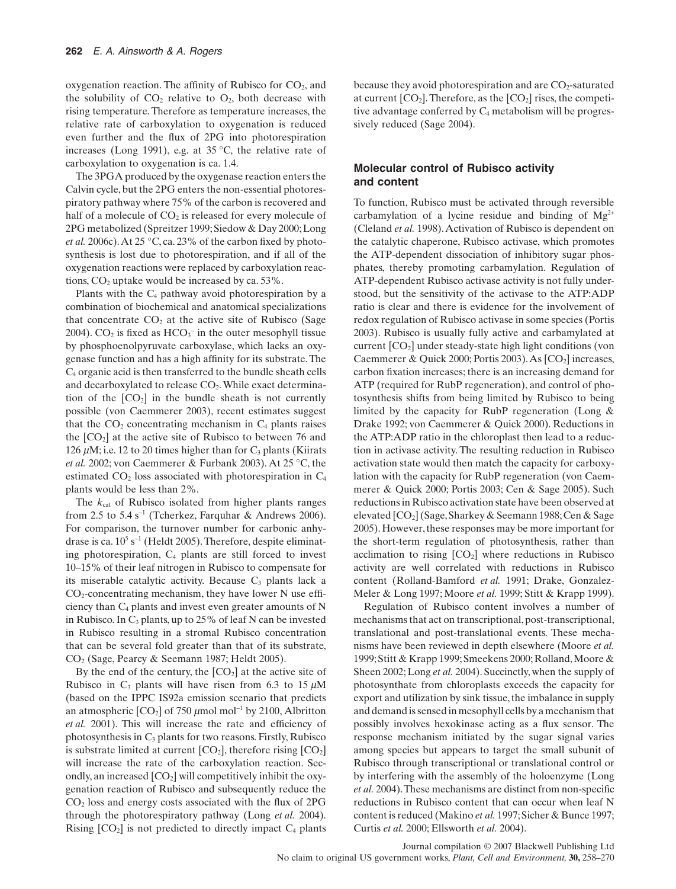oxygenation reaction. The affinity of Rubisco for $CO_2$, and the solubility of $CO_2$ relative to $O_2$, both decrease with rising temperature. Therefore as temperature increases, the relative rate of carboxylation to oxygenation is reduced even further and the flux of 2PG into photorespiration increases (Long 1991), e.g. at 35 °C, the relative rate of carboxylation to oxygenation is ca. 1.4.

The 3PGA produced by the oxygenase reaction enters the Calvin cycle, but the 2PG enters the non-essential photorespiratory pathway where 75% of the carbon is recovered and half of a molecule of $CO_2$ is released for every molecule of 2PG metabolized (Spreitzer 1999; Siedow & Day 2000; Long *et al.* 2006c). At 25 °C, ca. 23% of the carbon fixed by photosynthesis is lost due to photorespiration, and if all of the oxygenation reactions were replaced by carboxylation reactions, $CO_2$ uptake would be increased by ca. 53%.

Plants with the $C_4$ pathway avoid photorespiration by a combination of biochemical and anatomical specializations that concentrate $CO_2$ at the active site of Rubisco (Sage 2004). $CO_2$ is fixed as $HCO_3^-$ in the outer mesophyll tissue by phosphoenolpyruvate carboxylase, which lacks an oxygenase function and has a high affinity for its substrate. The $C_4$ organic acid is then transferred to the bundle sheath cells and decarboxylated to release $CO_2$. While exact determination of the [$CO_2$] in the bundle sheath is not currently possible (von Caemmerer 2003), recent estimates suggest that the $CO_2$ concentrating mechanism in $C_4$ plants raises the [$CO_2$] at the active site of Rubisco to between 76 and 126 $\mu$M; i.e. 12 to 20 times higher than for $C_3$ plants (Kiirats *et al.* 2002; von Caemmerer & Furbank 2003). At 25 °C, the estimated $CO_2$ loss associated with photorespiration in $C_4$ plants would be less than 2%.

The $k_{cat}$ of Rubisco isolated from higher plants ranges from 2.5 to 5.4 $s^{-1}$ (Tcherkez, Farquhar & Andrews 2006). For comparison, the turnover number for carbonic anhydrase is ca. $10^5$ $s^{-1}$ (Heldt 2005). Therefore, despite eliminating photorespiration, $C_4$ plants are still forced to invest 10–15% of their leaf nitrogen in Rubisco to compensate for its miserable catalytic activity. Because $C_3$ plants lack a $CO_2$-concentrating mechanism, they have lower N use efficiency than $C_4$ plants and invest even greater amounts of N in Rubisco. In $C_3$ plants, up to 25% of leaf N can be invested in Rubisco resulting in a stromal Rubisco concentration that can be several fold greater than that of its substrate, $CO_2$ (Sage, Pearcy & Seemann 1987; Heldt 2005).

By the end of the century, the [$CO_2$] at the active site of Rubisco in $C_3$ plants will have risen from 6.3 to 15 $\mu$M (based on the IPPC IS92a emission scenario that predicts an atmospheric [$CO_2$] of 750 $\mu$mol $mol^{-1}$ by 2100, Albritton *et al.* 2001). This will increase the rate and efficiency of photosynthesis in $C_3$ plants for two reasons. Firstly, Rubisco is substrate limited at current [$CO_2$], therefore rising [$CO_2$] will increase the rate of the carboxylation reaction. Secondly, an increased [$CO_2$] will competitively inhibit the oxygenation reaction of Rubisco and subsequently reduce the $CO_2$ loss and energy costs associated with the flux of 2PG through the photorespiratory pathway (Long *et al.* 2004). Rising [$CO_2$] is not predicted to directly impact $C_4$ plants because they avoid photorespiration and are $CO_2$-saturated at current [$CO_2$]. Therefore, as the [$CO_2$] rises, the competitive advantage conferred by $C_4$ metabolism will be progressively reduced (Sage 2004).

## Molecular control of Rubisco activity and content

To function, Rubisco must be activated through reversible carbamylation of a lycine residue and binding of $Mg^{2+}$ (Cleland *et al.* 1998). Activation of Rubisco is dependent on the catalytic chaperone, Rubisco activase, which promotes the ATP-dependent dissociation of inhibitory sugar phosphates, thereby promoting carbamylation. Regulation of ATP-dependent Rubisco activase activity is not fully understood, but the sensitivity of the activase to the ATP:ADP ratio is clear and there is evidence for the involvement of redox regulation of Rubisco activase in some species (Portis 2003). Rubisco is usually fully active and carbamylated at current [$CO_2$] under steady-state high light conditions (von Caemmerer & Quick 2000; Portis 2003). As [$CO_2$] increases, carbon fixation increases; there is an increasing demand for ATP (required for RubP regeneration), and control of photosynthesis shifts from being limited by Rubisco to being limited by the capacity for RubP regeneration (Long & Drake 1992; von Caemmerer & Quick 2000). Reductions in the ATP:ADP ratio in the chloroplast then lead to a reduction in activase activity. The resulting reduction in Rubisco activation state would then match the capacity for carboxylation with the capacity for RubP regeneration (von Caemmerer & Quick 2000; Portis 2003; Cen & Sage 2005). Such reductions in Rubisco activation state have been observed at elevated [$CO_2$] (Sage, Sharkey & Seemann 1988; Cen & Sage 2005). However, these responses may be more important for the short-term regulation of photosynthesis, rather than acclimation to rising [$CO_2$] where reductions in Rubisco activity are well correlated with reductions in Rubisco content (Rolland-Bamford *et al.* 1991; Drake, Gonzalez-Meler & Long 1997; Moore *et al.* 1999; Stitt & Krapp 1999).

Regulation of Rubisco content involves a number of mechanisms that act on transcriptional, post-transcriptional, translational and post-translational events. These mechanisms have been reviewed in depth elsewhere (Moore *et al.* 1999; Stitt & Krapp 1999; Smeekens 2000; Rolland, Moore & Sheen 2002; Long *et al.* 2004). Succinctly, when the supply of photosynthate from chloroplasts exceeds the capacity for export and utilization by sink tissue, the imbalance in supply and demand is sensed in mesophyll cells by a mechanism that possibly involves hexokinase acting as a flux sensor. The response mechanism initiated by the sugar signal varies among species but appears to target the small subunit of Rubisco through transcriptional or translational control or by interfering with the assembly of the holoenzyme (Long *et al.* 2004). These mechanisms are distinct from non-specific reductions in Rubisco content that can occur when leaf N content is reduced (Makino *et al.* 1997; Sicher & Bunce 1997; Curtis *et al.* 2000; Ellsworth *et al.* 2004).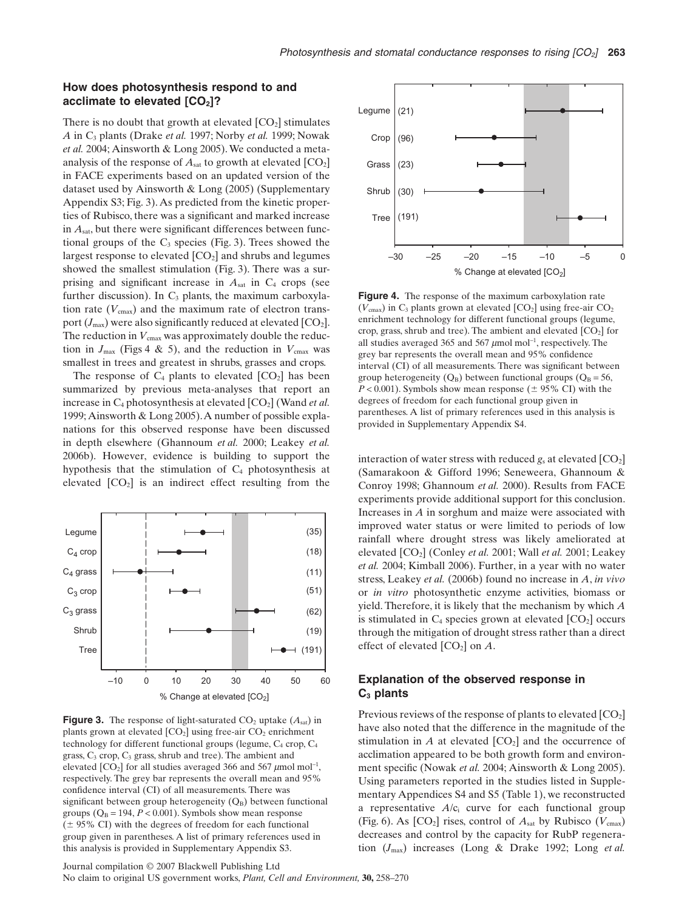## How does photosynthesis respond to and acclimate to elevated $[CO_2]$?

There is no doubt that growth at elevated $[CO_2]$ stimulates $A$ in $C_3$ plants (Drake *et al.* 1997; Norby *et al.* 1999; Nowak *et al.* 2004; Ainsworth & Long 2005). We conducted a meta-analysis of the response of $A_{sat}$ to growth at elevated $[CO_2]$ in FACE experiments based on an updated version of the dataset used by Ainsworth & Long (2005) (Supplementary Appendix S3; Fig. 3). As predicted from the kinetic properties of Rubisco, there was a significant and marked increase in $A_{sat}$, but there were significant differences between functional groups of the $C_3$ species (Fig. 3). Trees showed the largest response to elevated $[CO_2]$ and shrubs and legumes showed the smallest stimulation (Fig. 3). There was a surprising and significant increase in $A_{sat}$ in $C_4$ crops (see further discussion). In $C_3$ plants, the maximum carboxylation rate ($V_{cmax}$) and the maximum rate of electron transport ($J_{max}$) were also significantly reduced at elevated $[CO_2]$. The reduction in $V_{cmax}$ was approximately double the reduction in $J_{max}$ (Figs 4 & 5), and the reduction in $V_{cmax}$ was smallest in trees and greatest in shrubs, grasses and crops.

The response of $C_4$ plants to elevated $[CO_2]$ has been summarized by previous meta-analyses that report an increase in $C_4$ photosynthesis at elevated $[CO_2]$ (Wand *et al.* 1999; Ainsworth & Long 2005). A number of possible explanations for this observed response have been discussed in depth elsewhere (Ghannoum *et al.* 2000; Leakey *et al.* 2006b). However, evidence is building to support the hypothesis that the stimulation of $C_4$ photosynthesis at elevated $[CO_2]$ is an indirect effect resulting from the interaction of water stress with reduced $g_s$ at elevated $[CO_2]$ (Samarakoon & Gifford 1996; Seneweera, Ghannoum & Conroy 1998; Ghannoum *et al.* 2000). Results from FACE experiments provide additional support for this conclusion. Increases in $A$ in sorghum and maize were associated with improved water status or were limited to periods of low rainfall where drought stress was likely ameliorated at elevated $[CO_2]$ (Conley *et al.* 2001; Wall *et al.* 2001; Leakey *et al.* 2004; Kimball 2006). Further, in a year with no water stress, Leakey *et al.* (2006b) found no increase in $A$, *in vivo* or *in vitro* photosynthetic enzyme activities, biomass or yield. Therefore, it is likely that the mechanism by which $A$ is stimulated in $C_4$ species grown at elevated $[CO_2]$ occurs through the mitigation of drought stress rather than a direct effect of elevated $[CO_2]$ on $A$.

**Figure 3.** The response of light-saturated $CO_2$ uptake ($A_{sat}$) in plants grown at elevated $[CO_2]$ using free-air $CO_2$ enrichment technology for different functional groups (legume, $C_4$ crop, $C_4$ grass, $C_3$ crop, $C_3$ grass, shrub and tree). The ambient and elevated $[CO_2]$ for all studies averaged 366 and 567 $\mu$mol mol$^{-1}$, respectively. The grey bar represents the overall mean and 95% confidence interval (CI) of all measurements. There was significant between group heterogeneity ($Q_B$) between functional groups ($Q_B = 194$, $P < 0.001$). Symbols show mean response ($\pm$ 95% CI) with the degrees of freedom for each functional group given in parentheses. A list of primary references used in this analysis is provided in Supplementary Appendix S3.

**Figure 4.** The response of the maximum carboxylation rate ($V_{cmax}$) in $C_3$ plants grown at elevated $[CO_2]$ using free-air $CO_2$ enrichment technology for different functional groups (legume, crop, grass, shrub and tree). The ambient and elevated $[CO_2]$ for all studies averaged 365 and 567 $\mu$mol mol$^{-1}$, respectively. The grey bar represents the overall mean and 95% confidence interval (CI) of all measurements. There was significant between group heterogeneity ($Q_B$) between functional groups ($Q_B = 56$, $P < 0.001$). Symbols show mean response ($\pm$ 95% CI) with the degrees of freedom for each functional group given in parentheses. A list of primary references used in this analysis is provided in Supplementary Appendix S4.

## Explanation of the observed response in $C_3$ plants

Previous reviews of the response of plants to elevated $[CO_2]$ have also noted that the difference in the magnitude of the stimulation in $A$ at elevated $[CO_2]$ and the occurrence of acclimation appeared to be both growth form and environment specific (Nowak *et al.* 2004; Ainsworth & Long 2005). Using parameters reported in the studies listed in Supplementary Appendices S4 and S5 (Table 1), we reconstructed a representative $A/c_i$ curve for each functional group (Fig. 6). As $[CO_2]$ rises, control of $A_{sat}$ by Rubisco ($V_{cmax}$) decreases and control by the capacity for RubP regeneration ($J_{max}$) increases (Long & Drake 1992; Long *et al.*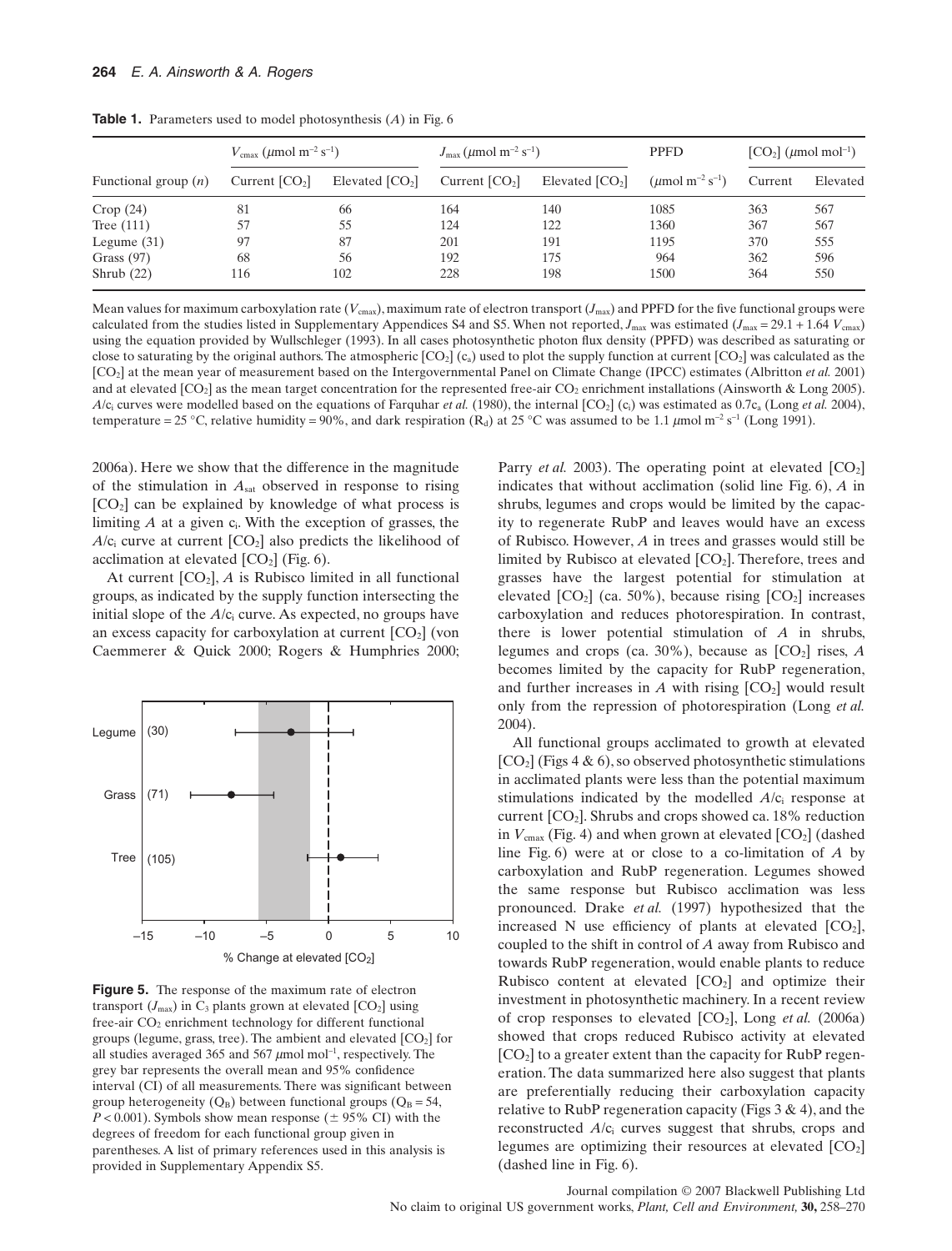**Table 1.** Parameters used to model photosynthesis ($A$) in Fig. 6

| Functional group ($n$) | $V_{cmax}$ ($\mu$mol m$^{-2}$ s$^{-1}$) | | $J_{max}$ ($\mu$mol m$^{-2}$ s$^{-1}$) | | PPFD | [$CO_2$] ($\mu$mol mol$^{-1}$) | |
|---|---|---|---|---|---|---|---|
| | Current [$CO_2$] | Elevated [$CO_2$] | Current [$CO_2$] | Elevated [$CO_2$] | ($\mu$mol m$^{-2}$ s$^{-1}$) | Current | Elevated |
| Crop (24) | 81 | 66 | 164 | 140 | 1085 | 363 | 567 |
| Tree (111) | 57 | 55 | 124 | 122 | 1360 | 367 | 567 |
| Legume (31) | 97 | 87 | 201 | 191 | 1195 | 370 | 555 |
| Grass (97) | 68 | 56 | 192 | 175 | 964 | 362 | 596 |
| Shrub (22) | 116 | 102 | 228 | 198 | 1500 | 364 | 550 |

Mean values for maximum carboxylation rate ($V_{cmax}$), maximum rate of electron transport ($J_{max}$) and PPFD for the five functional groups were calculated from the studies listed in Supplementary Appendices S4 and S5. When not reported, $J_{max}$ was estimated ($J_{max} = 29.1 + 1.64\ V_{cmax}$) using the equation provided by Wullschleger (1993). In all cases photosynthetic photon flux density (PPFD) was described as saturating or close to saturating by the original authors. The atmospheric [$CO_2$] ($c_a$) used to plot the supply function at current [$CO_2$] was calculated as the [$CO_2$] at the mean year of measurement based on the Intergovernmental Panel on Climate Change (IPCC) estimates (Albritton *et al.* 2001) and at elevated [$CO_2$] as the mean target concentration for the represented free-air $CO_2$ enrichment installations (Ainsworth & Long 2005). $A/c_i$ curves were modelled based on the equations of Farquhar *et al.* (1980), the internal [$CO_2$] ($c_i$) was estimated as $0.7c_a$ (Long *et al.* 2004), temperature = 25 °C, relative humidity = 90%, and dark respiration ($R_d$) at 25 °C was assumed to be 1.1 $\mu$mol m$^{-2}$ s$^{-1}$ (Long 1991).

2006a). Here we show that the difference in the magnitude of the stimulation in $A_{sat}$ observed in response to rising [$CO_2$] can be explained by knowledge of what process is limiting $A$ at a given $c_i$. With the exception of grasses, the $A/c_i$ curve at current [$CO_2$] also predicts the likelihood of acclimation at elevated [$CO_2$] (Fig. 6).

At current [$CO_2$], $A$ is Rubisco limited in all functional groups, as indicated by the supply function intersecting the initial slope of the $A/c_i$ curve. As expected, no groups have an excess capacity for carboxylation at current [$CO_2$] (von Caemmerer & Quick 2000; Rogers & Humphries 2000; Parry *et al.* 2003). The operating point at elevated [$CO_2$] indicates that without acclimation (solid line Fig. 6), $A$ in shrubs, legumes and crops would be limited by the capacity to regenerate RubP and leaves would have an excess of Rubisco. However, $A$ in trees and grasses would still be limited by Rubisco at elevated [$CO_2$]. Therefore, trees and grasses have the largest potential for stimulation at elevated [$CO_2$] (ca. 50%), because rising [$CO_2$] increases carboxylation and reduces photorespiration. In contrast, there is lower potential stimulation of $A$ in shrubs, legumes and crops (ca. 30%), because as [$CO_2$] rises, $A$ becomes limited by the capacity for RubP regeneration, and further increases in $A$ with rising [$CO_2$] would result only from the repression of photorespiration (Long *et al.* 2004).

All functional groups acclimated to growth at elevated [$CO_2$] (Figs 4 & 6), so observed photosynthetic stimulations in acclimated plants were less than the potential maximum stimulations indicated by the modelled $A/c_i$ response at current [$CO_2$]. Shrubs and crops showed ca. 18% reduction in $V_{cmax}$ (Fig. 4) and when grown at elevated [$CO_2$] (dashed line Fig. 6) were at or close to a co-limitation of $A$ by carboxylation and RubP regeneration. Legumes showed the same response but Rubisco acclimation was less pronounced. Drake *et al.* (1997) hypothesized that the increased N use efficiency of plants at elevated [$CO_2$], coupled to the shift in control of $A$ away from Rubisco and towards RubP regeneration, would enable plants to reduce Rubisco content at elevated [$CO_2$] and optimize their investment in photosynthetic machinery. In a recent review of crop responses to elevated [$CO_2$], Long *et al.* (2006a) showed that crops reduced Rubisco activity at elevated [$CO_2$] to a greater extent than the capacity for RubP regeneration. The data summarized here also suggest that plants are preferentially reducing their carboxylation capacity relative to RubP regeneration capacity (Figs 3 & 4), and the reconstructed $A/c_i$ curves suggest that shrubs, crops and legumes are optimizing their resources at elevated [$CO_2$] (dashed line in Fig. 6).

**Figure 5.** The response of the maximum rate of electron transport ($J_{max}$) in $C_3$ plants grown at elevated [$CO_2$] using free-air $CO_2$ enrichment technology for different functional groups (legume, grass, tree). The ambient and elevated [$CO_2$] for all studies averaged 365 and 567 $\mu$mol mol$^{-1}$, respectively. The grey bar represents the overall mean and 95% confidence interval (CI) of all measurements. There was significant between group heterogeneity ($Q_B$) between functional groups ($Q_B = 54$, $P < 0.001$). Symbols show mean response ($\pm$ 95% CI) with the degrees of freedom for each functional group given in parentheses. A list of primary references used in this analysis is provided in Supplementary Appendix S5.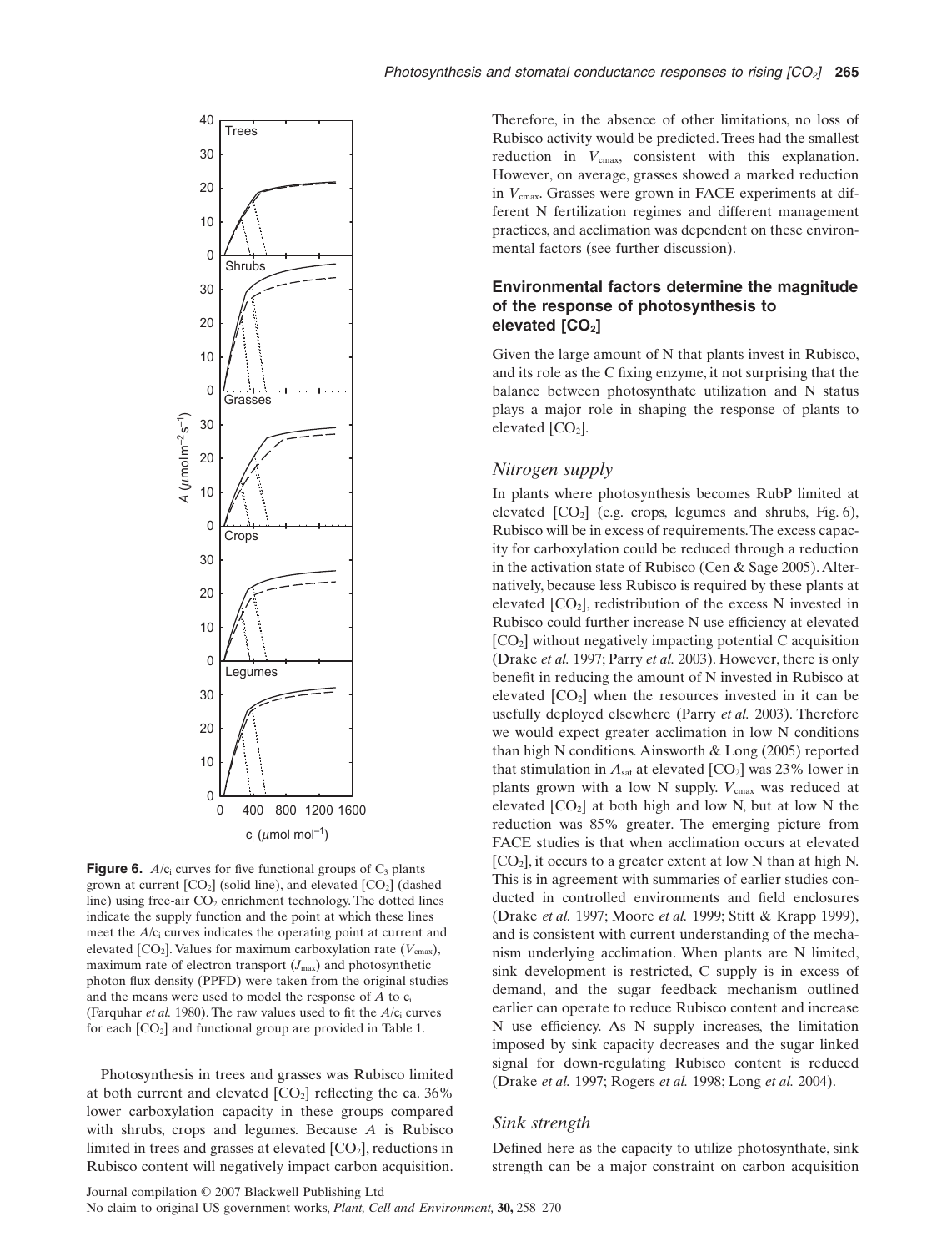**Figure 6.** $A/c_i$ curves for five functional groups of $C_3$ plants grown at current $[CO_2]$ (solid line), and elevated $[CO_2]$ (dashed line) using free-air $CO_2$ enrichment technology. The dotted lines indicate the supply function and the point at which these lines meet the $A/c_i$ curves indicates the operating point at current and elevated $[CO_2]$. Values for maximum carboxylation rate ($V_{cmax}$), maximum rate of electron transport ($J_{max}$) and photosynthetic photon flux density (PPFD) were taken from the original studies and the means were used to model the response of $A$ to $c_i$ (Farquhar *et al.* 1980). The raw values used to fit the $A/c_i$ curves for each $[CO_2]$ and functional group are provided in Table 1.

Photosynthesis in trees and grasses was Rubisco limited at both current and elevated $[CO_2]$ reflecting the ca. 36% lower carboxylation capacity in these groups compared with shrubs, crops and legumes. Because $A$ is Rubisco limited in trees and grasses at elevated $[CO_2]$, reductions in Rubisco content will negatively impact carbon acquisition. Therefore, in the absence of other limitations, no loss of Rubisco activity would be predicted. Trees had the smallest reduction in $V_{cmax}$, consistent with this explanation. However, on average, grasses showed a marked reduction in $V_{cmax}$. Grasses were grown in FACE experiments at different N fertilization regimes and different management practices, and acclimation was dependent on these environmental factors (see further discussion).

## Environmental factors determine the magnitude of the response of photosynthesis to elevated $[CO_2]$

Given the large amount of N that plants invest in Rubisco, and its role as the C fixing enzyme, it not surprising that the balance between photosynthate utilization and N status plays a major role in shaping the response of plants to elevated $[CO_2]$.

### *Nitrogen supply*

In plants where photosynthesis becomes RubP limited at elevated $[CO_2]$ (e.g. crops, legumes and shrubs, Fig. 6), Rubisco will be in excess of requirements. The excess capacity for carboxylation could be reduced through a reduction in the activation state of Rubisco (Cen & Sage 2005). Alternatively, because less Rubisco is required by these plants at elevated $[CO_2]$, redistribution of the excess N invested in Rubisco could further increase N use efficiency at elevated $[CO_2]$ without negatively impacting potential C acquisition (Drake *et al.* 1997; Parry *et al.* 2003). However, there is only benefit in reducing the amount of N invested in Rubisco at elevated $[CO_2]$ when the resources invested in it can be usefully deployed elsewhere (Parry *et al.* 2003). Therefore we would expect greater acclimation in low N conditions than high N conditions. Ainsworth & Long (2005) reported that stimulation in $A_{sat}$ at elevated $[CO_2]$ was 23% lower in plants grown with a low N supply. $V_{cmax}$ was reduced at elevated $[CO_2]$ at both high and low N, but at low N the reduction was 85% greater. The emerging picture from FACE studies is that when acclimation occurs at elevated $[CO_2]$, it occurs to a greater extent at low N than at high N. This is in agreement with summaries of earlier studies conducted in controlled environments and field enclosures (Drake *et al.* 1997; Moore *et al.* 1999; Stitt & Krapp 1999), and is consistent with current understanding of the mechanism underlying acclimation. When plants are N limited, sink development is restricted, C supply is in excess of demand, and the sugar feedback mechanism outlined earlier can operate to reduce Rubisco content and increase N use efficiency. As N supply increases, the limitation imposed by sink capacity decreases and the sugar linked signal for down-regulating Rubisco content is reduced (Drake *et al.* 1997; Rogers *et al.* 1998; Long *et al.* 2004).

### *Sink strength*

Defined here as the capacity to utilize photosynthate, sink strength can be a major constraint on carbon acquisition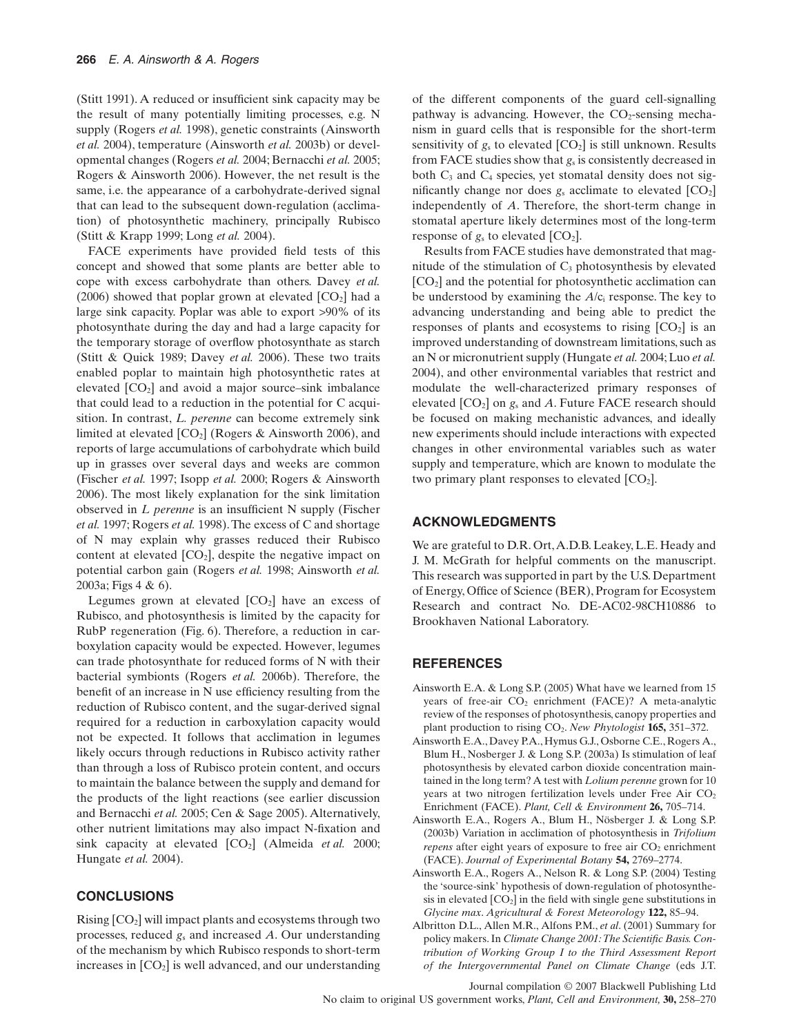(Stitt 1991). A reduced or insufficient sink capacity may be the result of many potentially limiting processes, e.g. N supply (Rogers *et al.* 1998), genetic constraints (Ainsworth *et al.* 2004), temperature (Ainsworth *et al.* 2003b) or developmental changes (Rogers *et al.* 2004; Bernacchi *et al.* 2005; Rogers & Ainsworth 2006). However, the net result is the same, i.e. the appearance of a carbohydrate-derived signal that can lead to the subsequent down-regulation (acclimation) of photosynthetic machinery, principally Rubisco (Stitt & Krapp 1999; Long *et al.* 2004).

FACE experiments have provided field tests of this concept and showed that some plants are better able to cope with excess carbohydrate than others. Davey *et al.* (2006) showed that poplar grown at elevated [$CO_2$] had a large sink capacity. Poplar was able to export >90% of its photosynthate during the day and had a large capacity for the temporary storage of overflow photosynthate as starch (Stitt & Quick 1989; Davey *et al.* 2006). These two traits enabled poplar to maintain high photosynthetic rates at elevated [$CO_2$] and avoid a major source–sink imbalance that could lead to a reduction in the potential for C acquisition. In contrast, *L. perenne* can become extremely sink limited at elevated [$CO_2$] (Rogers & Ainsworth 2006), and reports of large accumulations of carbohydrate which build up in grasses over several days and weeks are common (Fischer *et al.* 1997; Isopp *et al.* 2000; Rogers & Ainsworth 2006). The most likely explanation for the sink limitation observed in *L perenne* is an insufficient N supply (Fischer *et al.* 1997; Rogers *et al.* 1998). The excess of C and shortage of N may explain why grasses reduced their Rubisco content at elevated [$CO_2$], despite the negative impact on potential carbon gain (Rogers *et al.* 1998; Ainsworth *et al.* 2003a; Figs 4 & 6).

Legumes grown at elevated [$CO_2$] have an excess of Rubisco, and photosynthesis is limited by the capacity for RubP regeneration (Fig. 6). Therefore, a reduction in carboxylation capacity would be expected. However, legumes can trade photosynthate for reduced forms of N with their bacterial symbionts (Rogers *et al.* 2006b). Therefore, the benefit of an increase in N use efficiency resulting from the reduction of Rubisco content, and the sugar-derived signal required for a reduction in carboxylation capacity would not be expected. It follows that acclimation in legumes likely occurs through reductions in Rubisco activity rather than through a loss of Rubisco protein content, and occurs to maintain the balance between the supply and demand for the products of the light reactions (see earlier discussion and Bernacchi *et al.* 2005; Cen & Sage 2005). Alternatively, other nutrient limitations may also impact N-fixation and sink capacity at elevated [$CO_2$] (Almeida *et al.* 2000; Hungate *et al.* 2004).

## CONCLUSIONS

Rising [$CO_2$] will impact plants and ecosystems through two processes, reduced $g_s$ and increased $A$. Our understanding of the mechanism by which Rubisco responds to short-term increases in [$CO_2$] is well advanced, and our understanding of the different components of the guard cell-signalling pathway is advancing. However, the $CO_2$-sensing mechanism in guard cells that is responsible for the short-term sensitivity of $g_s$ to elevated [$CO_2$] is still unknown. Results from FACE studies show that $g_s$ is consistently decreased in both $C_3$ and $C_4$ species, yet stomatal density does not significantly change nor does $g_s$ acclimate to elevated [$CO_2$] independently of $A$. Therefore, the short-term change in stomatal aperture likely determines most of the long-term response of $g_s$ to elevated [$CO_2$].

Results from FACE studies have demonstrated that magnitude of the stimulation of $C_3$ photosynthesis by elevated [$CO_2$] and the potential for photosynthetic acclimation can be understood by examining the $A/c_i$ response. The key to advancing understanding and being able to predict the responses of plants and ecosystems to rising [$CO_2$] is an improved understanding of downstream limitations, such as an N or micronutrient supply (Hungate *et al.* 2004; Luo *et al.* 2004), and other environmental variables that restrict and modulate the well-characterized primary responses of elevated [$CO_2$] on $g_s$ and $A$. Future FACE research should be focused on making mechanistic advances, and ideally new experiments should include interactions with expected changes in other environmental variables such as water supply and temperature, which are known to modulate the two primary plant responses to elevated [$CO_2$].

## ACKNOWLEDGMENTS

We are grateful to D.R. Ort, A.D.B. Leakey, L.E. Heady and J. M. McGrath for helpful comments on the manuscript. This research was supported in part by the U.S. Department of Energy, Office of Science (BER), Program for Ecosystem Research and contract No. DE-AC02-98CH10886 to Brookhaven National Laboratory.

## REFERENCES

Ainsworth E.A. & Long S.P. (2005) What have we learned from 15 years of free-air $CO_2$ enrichment (FACE)? A meta-analytic review of the responses of photosynthesis, canopy properties and plant production to rising $CO_2$. *New Phytologist* **165,** 351–372.

Ainsworth E.A., Davey P.A., Hymus G.J., Osborne C.E., Rogers A., Blum H., Nosberger J. & Long S.P. (2003a) Is stimulation of leaf photosynthesis by elevated carbon dioxide concentration maintained in the long term? A test with *Lolium perenne* grown for 10 years at two nitrogen fertilization levels under Free Air $CO_2$ Enrichment (FACE). *Plant, Cell & Environment* **26,** 705–714.

Ainsworth E.A., Rogers A., Blum H., Nösberger J. & Long S.P. (2003b) Variation in acclimation of photosynthesis in *Trifolium repens* after eight years of exposure to free air $CO_2$ enrichment (FACE). *Journal of Experimental Botany* **54,** 2769–2774.

Ainsworth E.A., Rogers A., Nelson R. & Long S.P. (2004) Testing the 'source-sink' hypothesis of down-regulation of photosynthesis in elevated [$CO_2$] in the field with single gene substitutions in *Glycine max*. *Agricultural & Forest Meteorology* **122,** 85–94.

Albritton D.L., Allen M.R., Alfons P.M., *et al*. (2001) Summary for policy makers. In *Climate Change 2001: The Scientific Basis. Contribution of Working Group I to the Third Assessment Report of the Intergovernmental Panel on Climate Change* (eds J.T.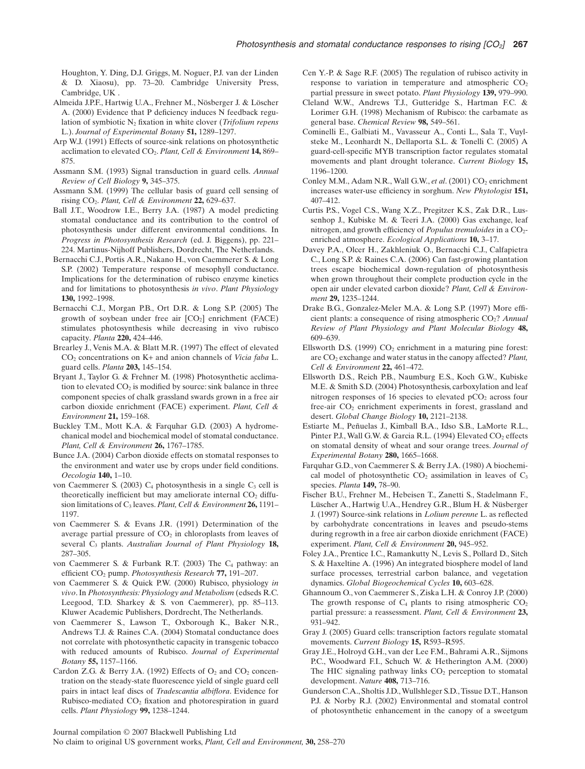Houghton, Y. Ding, D.J. Griggs, M. Noguer, P.J. van der Linden & D. Xiaosu), pp. 73–20. Cambridge University Press, Cambridge, UK .

Almeida J.P.F., Hartwig U.A., Frehner M., Nösberger J. & Löscher A. (2000) Evidence that P deficiency induces N feedback regulation of symbiotic $N_2$ fixation in white clover (*Trifolium repens* L.). *Journal of Experimental Botany* **51,** 1289–1297.

Arp W.J. (1991) Effects of source-sink relations on photosynthetic acclimation to elevated $CO_2$. *Plant, Cell & Environment* **14,** 869–875.

Assmann S.M. (1993) Signal transduction in guard cells. *Annual Review of Cell Biology* **9,** 345–375.

Assmann S.M. (1999) The cellular basis of guard cell sensing of rising $CO_2$. *Plant, Cell & Environment* **22,** 629–637.

Ball J.T., Woodrow I.E., Berry J.A. (1987) A model predicting stomatal conductance and its contribution to the control of photosynthesis under different environmental conditions. In *Progress in Photosynthesis Research* (ed. J. Biggens), pp. 221–224. Martinus-Nijhoff Publishers, Dordrecht, The Netherlands.

Bernacchi C.J., Portis A.R., Nakano H., von Caemmerer S. & Long S.P. (2002) Temperature response of mesophyll conductance. Implications for the determination of rubisco enzyme kinetics and for limitations to photosynthesis *in vivo*. *Plant Physiology* **130,** 1992–1998.

Bernacchi C.J., Morgan P.B., Ort D.R. & Long S.P. (2005) The growth of soybean under free air $[CO_2]$ enrichment (FACE) stimulates photosynthesis while decreasing in vivo rubisco capacity. *Planta* **220,** 424–446.

Brearley J., Venis M.A. & Blatt M.R. (1997) The effect of elevated $CO_2$ concentrations on K+ and anion channels of *Vicia faba* L. guard cells. *Planta* **203,** 145–154.

Bryant J., Taylor G. & Frehner M. (1998) Photosynthetic acclimation to elevated $CO_2$ is modified by source: sink balance in three component species of chalk grassland swards grown in a free air carbon dioxide enrichment (FACE) experiment. *Plant, Cell & Environment* **21,** 159–168.

Buckley T.M., Mott K.A. & Farquhar G.D. (2003) A hydromechanical model and biochemical model of stomatal conductance. *Plant, Cell & Environment* **26,** 1767–1785.

Bunce J.A. (2004) Carbon dioxide effects on stomatal responses to the environment and water use by crops under field conditions. *Oecologia* **140,** 1–10.

von Caemmerer S. (2003) $C_4$ photosynthesis in a single $C_3$ cell is theoretically inefficient but may ameliorate internal $CO_2$ diffusion limitations of $C_3$ leaves. *Plant, Cell & Environment* **26,** 1191–1197.

von Caemmerer S. & Evans J.R. (1991) Determination of the average partial pressure of $CO_2$ in chloroplasts from leaves of several $C_3$ plants. *Australian Journal of Plant Physiology* **18,** 287–305.

von Caemmerer S. & Furbank R.T. (2003) The $C_4$ pathway: an efficient $CO_2$ pump. *Photosynthesis Research* **77,** 191–207.

von Caemmerer S. & Quick P.W. (2000) Rubisco, physiology *in vivo*. In *Photosynthesis: Physiology and Metabolism* (edseds R.C. Leegood, T.D. Sharkey & S. von Caemmerer), pp. 85–113. Kluwer Academic Publishers, Dordrecht, The Netherlands.

von Caemmerer S., Lawson T., Oxborough K., Baker N.R., Andrews T.J. & Raines C.A. (2004) Stomatal conductance does not correlate with photosynthetic capacity in transgenic tobacco with reduced amounts of Rubisco. *Journal of Experimental Botany* **55,** 1157–1166.

Cardon Z.G. & Berry J.A. (1992) Effects of $O_2$ and $CO_2$ concentration on the steady-state fluorescence yield of single guard cell pairs in intact leaf discs of *Tradescantia albiflora*. Evidence for Rubisco-mediated $CO_2$ fixation and photorespiration in guard cells. *Plant Physiology* **99,** 1238–1244.

Cen Y.-P. & Sage R.F. (2005) The regulation of rubisco activity in response to variation in temperature and atmospheric $CO_2$ partial pressure in sweet potato. *Plant Physiology* **139,** 979–990.

Cleland W.W., Andrews T.J., Gutteridge S., Hartman F.C. & Lorimer G.H. (1998) Mechanism of Rubisco: the carbamate as general base. *Chemical Review* **98,** 549–561.

Cominelli E., Galbiati M., Vavasseur A., Conti L., Sala T., Vuylsteke M., Leonhardt N., Dellaporta S.L. & Tonelli C. (2005) A guard-cell-specific MYB transcription factor regulates stomatal movements and plant drought tolerance. *Current Biology* **15,** 1196–1200.

Conley M.M., Adam N.R., Wall G.W., *et al*. (2001) $CO_2$ enrichment increases water-use efficiency in sorghum. *New Phytologist* **151,** 407–412.

Curtis P.S., Vogel C.S., Wang X.Z., Pregitzer K.S., Zak D.R., Lussenhop J., Kubiske M. & Teeri J.A. (2000) Gas exchange, leaf nitrogen, and growth efficiency of *Populus tremuloides* in a $CO_2$-enriched atmosphere. *Ecological Applications* **10,** 3–17.

Davey P.A., Olcer H., Zakhleniuk O., Bernacchi C.J., Calfapietra C., Long S.P. & Raines C.A. (2006) Can fast-growing plantation trees escape biochemical down-regulation of photosynthesis when grown throughout their complete production cycle in the open air under elevated carbon dioxide? *Plant, Cell & Environment* **29,** 1235–1244.

Drake B.G., Gonzalez-Meler M.A. & Long S.P. (1997) More efficient plants: a consequence of rising atmospheric $CO_2$? *Annual Review of Plant Physiology and Plant Molecular Biology* **48,** 609–639.

Ellsworth D.S. (1999) $CO_2$ enrichment in a maturing pine forest: are $CO_2$ exchange and water status in the canopy affected? *Plant, Cell & Environment* **22,** 461–472.

Ellsworth D.S., Reich P.B., Naumburg E.S., Koch G.W., Kubiske M.E. & Smith S.D. (2004) Photosynthesis, carboxylation and leaf nitrogen responses of 16 species to elevated $pCO_2$ across four free-air $CO_2$ enrichment experiments in forest, grassland and desert. *Global Change Biology* **10,** 2121–2138.

Estiarte M., Peñuelas J., Kimball B.A., Idso S.B., LaMorte R.L., Pinter P.J., Wall G.W. & Garcia R.L. (1994) Elevated $CO_2$ effects on stomatal density of wheat and sour orange trees. *Journal of Experimental Botany* **280,** 1665–1668.

Farquhar G.D., von Caemmerer S. & Berry J.A. (1980) A biochemical model of photosynthetic $CO_2$ assimilation in leaves of $C_3$ species. *Planta* **149,** 78–90.

Fischer B.U., Frehner M., Hebeisen T., Zanetti S., Stadelmann F., Lüscher A., Hartwig U.A., Hendrey G.R., Blum H. & Nüsberger J. (1997) Source-sink relations in *Lolium perenne* L. as reflected by carbohydrate concentrations in leaves and pseudo-stems during regrowth in a free air carbon dioxide enrichment (FACE) experiment. *Plant, Cell & Environment* **20,** 945–952.

Foley J.A., Prentice I.C., Ramankutty N., Levis S., Pollard D., Sitch S. & Haxeltine A. (1996) An integrated biosphere model of land surface processes, terrestrial carbon balance, and vegetation dynamics. *Global Biogeochemical Cycles* **10,** 603–628.

Ghannoum O., von Caemmerer S., Ziska L.H. & Conroy J.P. (2000) The growth response of $C_4$ plants to rising atmospheric $CO_2$ partial pressure: a reassessment. *Plant, Cell & Environment* **23,** 931–942.

Gray J. (2005) Guard cells: transcription factors regulate stomatal movements. *Current Biology* **15,** R593–R595.

Gray J.E., Holroyd G.H., van der Lee F.M., Bahrami A.R., Sijmons P.C., Woodward F.I., Schuch W. & Hetherington A.M. (2000) The HIC signaling pathway links $CO_2$ perception to stomatal development. *Nature* **408,** 713–716.

Gunderson C.A., Sholtis J.D., Wullschleger S.D., Tissue D.T., Hanson P.J. & Norby R.J. (2002) Environmental and stomatal control of photosynthetic enhancement in the canopy of a sweetgum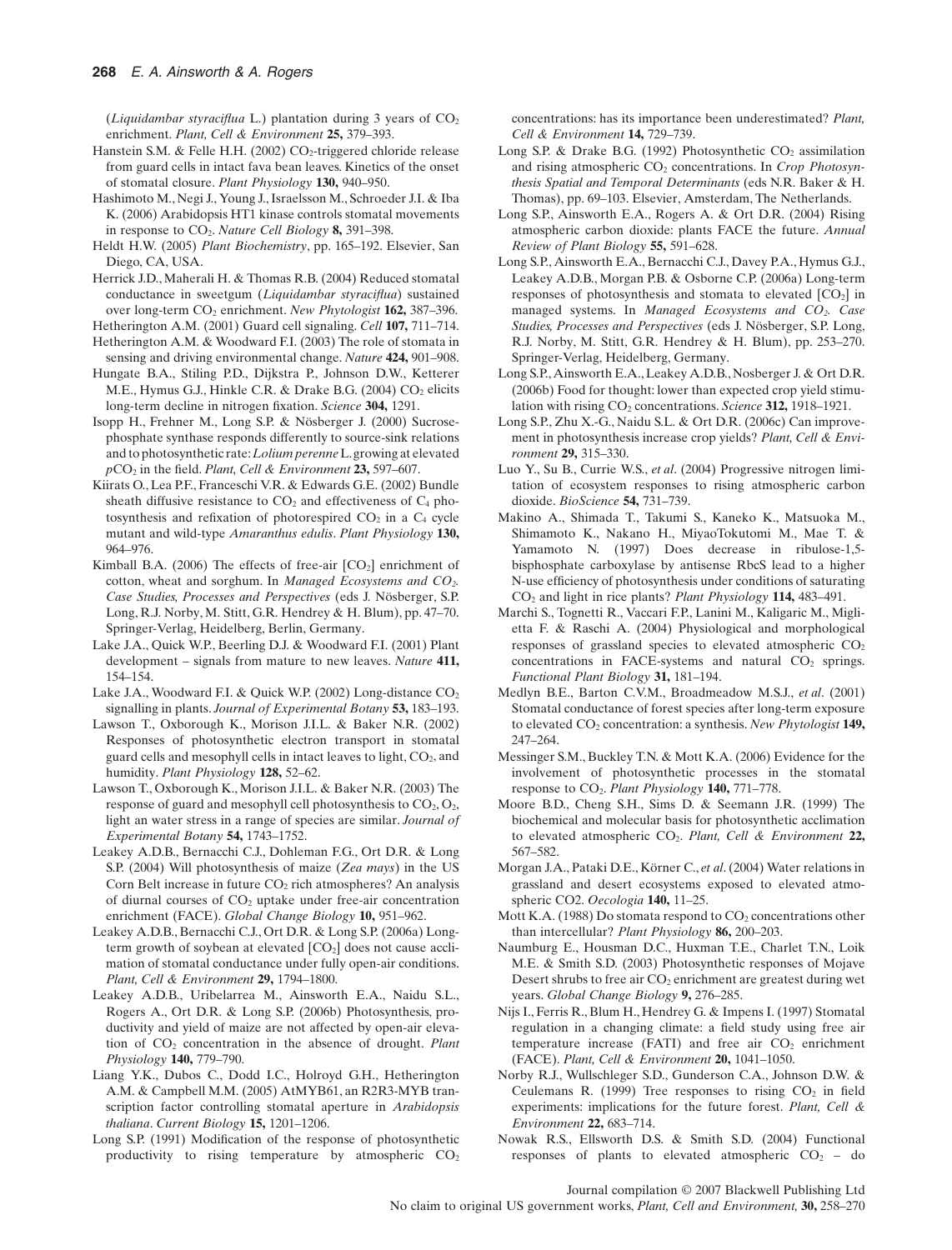(*Liquidambar styraciflua* L.) plantation during 3 years of $CO_2$ enrichment. *Plant, Cell & Environment* **25,** 379–393.

Hanstein S.M. & Felle H.H. (2002) $CO_2$-triggered chloride release from guard cells in intact fava bean leaves. Kinetics of the onset of stomatal closure. *Plant Physiology* **130,** 940–950.

Hashimoto M., Negi J., Young J., Israelsson M., Schroeder J.I. & Iba K. (2006) Arabidopsis HT1 kinase controls stomatal movements in response to $CO_2$. *Nature Cell Biology* **8,** 391–398.

Heldt H.W. (2005) *Plant Biochemistry*, pp. 165–192. Elsevier, San Diego, CA, USA.

Herrick J.D., Maherali H. & Thomas R.B. (2004) Reduced stomatal conductance in sweetgum (*Liquidambar styraciflua*) sustained over long-term $CO_2$ enrichment. *New Phytologist* **162,** 387–396.

Hetherington A.M. (2001) Guard cell signaling. *Cell* **107,** 711–714.

Hetherington A.M. & Woodward F.I. (2003) The role of stomata in sensing and driving environmental change. *Nature* **424,** 901–908.

Hungate B.A., Stiling P.D., Dijkstra P., Johnson D.W., Ketterer M.E., Hymus G.J., Hinkle C.R. & Drake B.G. (2004) $CO_2$ elicits long-term decline in nitrogen fixation. *Science* **304,** 1291.

Isopp H., Frehner M., Long S.P. & Nösberger J. (2000) Sucrose-phosphate synthase responds differently to source-sink relations and to photosynthetic rate: *Lolium perenne* L. growing at elevated $pCO_2$ in the field. *Plant, Cell & Environment* **23,** 597–607.

Kiirats O., Lea P.F., Franceschi V.R. & Edwards G.E. (2002) Bundle sheath diffusive resistance to $CO_2$ and effectiveness of $C_4$ photosynthesis and refixation of photorespired $CO_2$ in a $C_4$ cycle mutant and wild-type *Amaranthus edulis*. *Plant Physiology* **130,** 964–976.

Kimball B.A. (2006) The effects of free-air $[CO_2]$ enrichment of cotton, wheat and sorghum. In *Managed Ecosystems and $CO_2$. Case Studies, Processes and Perspectives* (eds J. Nösberger, S.P. Long, R.J. Norby, M. Stitt, G.R. Hendrey & H. Blum), pp. 47–70. Springer-Verlag, Heidelberg, Berlin, Germany.

Lake J.A., Quick W.P., Beerling D.J. & Woodward F.I. (2001) Plant development – signals from mature to new leaves. *Nature* **411,** 154–154.

Lake J.A., Woodward F.I. & Quick W.P. (2002) Long-distance $CO_2$ signalling in plants. *Journal of Experimental Botany* **53,** 183–193.

Lawson T., Oxborough K., Morison J.I.L. & Baker N.R. (2002) Responses of photosynthetic electron transport in stomatal guard cells and mesophyll cells in intact leaves to light, $CO_2$, and humidity. *Plant Physiology* **128,** 52–62.

Lawson T., Oxborough K., Morison J.I.L. & Baker N.R. (2003) The response of guard and mesophyll cell photosynthesis to $CO_2$, $O_2$, light an water stress in a range of species are similar. *Journal of Experimental Botany* **54,** 1743–1752.

Leakey A.D.B., Bernacchi C.J., Dohleman F.G., Ort D.R. & Long S.P. (2004) Will photosynthesis of maize (*Zea mays*) in the US Corn Belt increase in future $CO_2$ rich atmospheres? An analysis of diurnal courses of $CO_2$ uptake under free-air concentration enrichment (FACE). *Global Change Biology* **10,** 951–962.

Leakey A.D.B., Bernacchi C.J., Ort D.R. & Long S.P. (2006a) Long-term growth of soybean at elevated $[CO_2]$ does not cause acclimation of stomatal conductance under fully open-air conditions. *Plant, Cell & Environment* **29,** 1794–1800.

Leakey A.D.B., Uribelarrea M., Ainsworth E.A., Naidu S.L., Rogers A., Ort D.R. & Long S.P. (2006b) Photosynthesis, productivity and yield of maize are not affected by open-air elevation of $CO_2$ concentration in the absence of drought. *Plant Physiology* **140,** 779–790.

Liang Y.K., Dubos C., Dodd I.C., Holroyd G.H., Hetherington A.M. & Campbell M.M. (2005) AtMYB61, an R2R3-MYB transcription factor controlling stomatal aperture in *Arabidopsis thaliana*. *Current Biology* **15,** 1201–1206.

Long S.P. (1991) Modification of the response of photosynthetic productivity to rising temperature by atmospheric $CO_2$ concentrations: has its importance been underestimated? *Plant, Cell & Environment* **14,** 729–739.

Long S.P. & Drake B.G. (1992) Photosynthetic $CO_2$ assimilation and rising atmospheric $CO_2$ concentrations. In *Crop Photosynthesis Spatial and Temporal Determinants* (eds N.R. Baker & H. Thomas), pp. 69–103. Elsevier, Amsterdam, The Netherlands.

Long S.P., Ainsworth E.A., Rogers A. & Ort D.R. (2004) Rising atmospheric carbon dioxide: plants FACE the future. *Annual Review of Plant Biology* **55,** 591–628.

Long S.P., Ainsworth E.A., Bernacchi C.J., Davey P.A., Hymus G.J., Leakey A.D.B., Morgan P.B. & Osborne C.P. (2006a) Long-term responses of photosynthesis and stomata to elevated $[CO_2]$ in managed systems. In *Managed Ecosystems and $CO_2$. Case Studies, Processes and Perspectives* (eds J. Nösberger, S.P. Long, R.J. Norby, M. Stitt, G.R. Hendrey & H. Blum), pp. 253–270. Springer-Verlag, Heidelberg, Germany.

Long S.P., Ainsworth E.A., Leakey A.D.B., Nosberger J. & Ort D.R. (2006b) Food for thought: lower than expected crop yield stimulation with rising $CO_2$ concentrations. *Science* **312,** 1918–1921.

Long S.P., Zhu X.-G., Naidu S.L. & Ort D.R. (2006c) Can improvement in photosynthesis increase crop yields? *Plant, Cell & Environment* **29,** 315–330.

Luo Y., Su B., Currie W.S., *et al*. (2004) Progressive nitrogen limitation of ecosystem responses to rising atmospheric carbon dioxide. *BioScience* **54,** 731–739.

Makino A., Shimada T., Takumi S., Kaneko K., Matsuoka M., Shimamoto K., Nakano H., MiyaoTokutomi M., Mae T. & Yamamoto N. (1997) Does decrease in ribulose-1,5-bisphosphate carboxylase by antisense RbcS lead to a higher N-use efficiency of photosynthesis under conditions of saturating $CO_2$ and light in rice plants? *Plant Physiology* **114,** 483–491.

Marchi S., Tognetti R., Vaccari F.P., Lanini M., Kaligaric M., Miglietta F. & Raschi A. (2004) Physiological and morphological responses of grassland species to elevated atmospheric $CO_2$ concentrations in FACE-systems and natural $CO_2$ springs. *Functional Plant Biology* **31,** 181–194.

Medlyn B.E., Barton C.V.M., Broadmeadow M.S.J., *et al*. (2001) Stomatal conductance of forest species after long-term exposure to elevated $CO_2$ concentration: a synthesis. *New Phytologist* **149,** 247–264.

Messinger S.M., Buckley T.N. & Mott K.A. (2006) Evidence for the involvement of photosynthetic processes in the stomatal response to $CO_2$. *Plant Physiology* **140,** 771–778.

Moore B.D., Cheng S.H., Sims D. & Seemann J.R. (1999) The biochemical and molecular basis for photosynthetic acclimation to elevated atmospheric $CO_2$. *Plant, Cell & Environment* **22,** 567–582.

Morgan J.A., Pataki D.E., Körner C., *et al*. (2004) Water relations in grassland and desert ecosystems exposed to elevated atmospheric CO2. *Oecologia* **140,** 11–25.

Mott K.A. (1988) Do stomata respond to $CO_2$ concentrations other than intercellular? *Plant Physiology* **86,** 200–203.

Naumburg E., Housman D.C., Huxman T.E., Charlet T.N., Loik M.E. & Smith S.D. (2003) Photosynthetic responses of Mojave Desert shrubs to free air $CO_2$ enrichment are greatest during wet years. *Global Change Biology* **9,** 276–285.

Nijs I., Ferris R., Blum H., Hendrey G. & Impens I. (1997) Stomatal regulation in a changing climate: a field study using free air temperature increase (FATI) and free air $CO_2$ enrichment (FACE). *Plant, Cell & Environment* **20,** 1041–1050.

Norby R.J., Wullschleger S.D., Gunderson C.A., Johnson D.W. & Ceulemans R. (1999) Tree responses to rising $CO_2$ in field experiments: implications for the future forest. *Plant, Cell & Environment* **22,** 683–714.

Nowak R.S., Ellsworth D.S. & Smith S.D. (2004) Functional responses of plants to elevated atmospheric $CO_2$ – do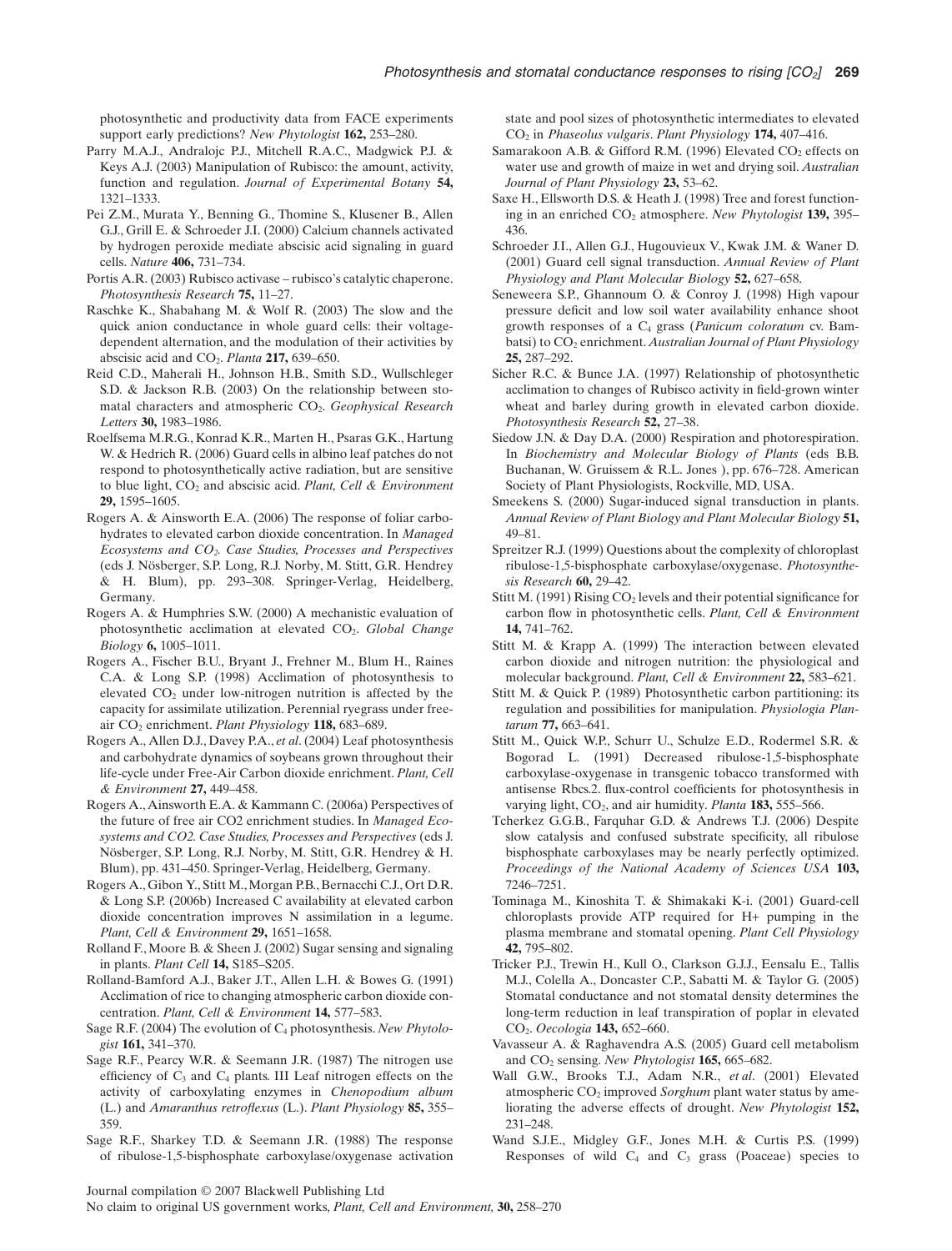photosynthetic and productivity data from FACE experiments support early predictions? *New Phytologist* **162,** 253–280.

Parry M.A.J., Andralojc P.J., Mitchell R.A.C., Madgwick P.J. & Keys A.J. (2003) Manipulation of Rubisco: the amount, activity, function and regulation. *Journal of Experimental Botany* **54,** 1321–1333.

Pei Z.M., Murata Y., Benning G., Thomine S., Klusener B., Allen G.J., Grill E. & Schroeder J.I. (2000) Calcium channels activated by hydrogen peroxide mediate abscisic acid signaling in guard cells. *Nature* **406,** 731–734.

Portis A.R. (2003) Rubisco activase – rubisco's catalytic chaperone. *Photosynthesis Research* **75,** 11–27.

Raschke K., Shabahang M. & Wolf R. (2003) The slow and the quick anion conductance in whole guard cells: their voltage-dependent alternation, and the modulation of their activities by abscisic acid and $CO_2$. *Planta* **217,** 639–650.

Reid C.D., Maherali H., Johnson H.B., Smith S.D., Wullschleger S.D. & Jackson R.B. (2003) On the relationship between stomatal characters and atmospheric $CO_2$. *Geophysical Research Letters* **30,** 1983–1986.

Roelfsema M.R.G., Konrad K.R., Marten H., Psaras G.K., Hartung W. & Hedrich R. (2006) Guard cells in albino leaf patches do not respond to photosynthetically active radiation, but are sensitive to blue light, $CO_2$ and abscisic acid. *Plant, Cell & Environment* **29,** 1595–1605.

Rogers A. & Ainsworth E.A. (2006) The response of foliar carbohydrates to elevated carbon dioxide concentration. In *Managed Ecosystems and $CO_2$. Case Studies, Processes and Perspectives* (eds J. Nösberger, S.P. Long, R.J. Norby, M. Stitt, G.R. Hendrey & H. Blum), pp. 293–308. Springer-Verlag, Heidelberg, Germany.

Rogers A. & Humphries S.W. (2000) A mechanistic evaluation of photosynthetic acclimation at elevated $CO_2$. *Global Change Biology* **6,** 1005–1011.

Rogers A., Fischer B.U., Bryant J., Frehner M., Blum H., Raines C.A. & Long S.P. (1998) Acclimation of photosynthesis to elevated $CO_2$ under low-nitrogen nutrition is affected by the capacity for assimilate utilization. Perennial ryegrass under free-air $CO_2$ enrichment. *Plant Physiology* **118,** 683–689.

Rogers A., Allen D.J., Davey P.A., *et al*. (2004) Leaf photosynthesis and carbohydrate dynamics of soybeans grown throughout their life-cycle under Free-Air Carbon dioxide enrichment. *Plant, Cell & Environment* **27,** 449–458.

Rogers A., Ainsworth E.A. & Kammann C. (2006a) Perspectives of the future of free air CO2 enrichment studies. In *Managed Ecosystems and CO2. Case Studies, Processes and Perspectives* (eds J. Nösberger, S.P. Long, R.J. Norby, M. Stitt, G.R. Hendrey & H. Blum), pp. 431–450. Springer-Verlag, Heidelberg, Germany.

Rogers A., Gibon Y., Stitt M., Morgan P.B., Bernacchi C.J., Ort D.R. & Long S.P. (2006b) Increased C availability at elevated carbon dioxide concentration improves N assimilation in a legume. *Plant, Cell & Environment* **29,** 1651–1658.

Rolland F., Moore B. & Sheen J. (2002) Sugar sensing and signaling in plants. *Plant Cell* **14,** S185–S205.

Rolland-Bamford A.J., Baker J.T., Allen L.H. & Bowes G. (1991) Acclimation of rice to changing atmospheric carbon dioxide concentration. *Plant, Cell & Environment* **14,** 577–583.

Sage R.F. (2004) The evolution of $C_4$ photosynthesis. *New Phytologist* **161,** 341–370.

Sage R.F., Pearcy W.R. & Seemann J.R. (1987) The nitrogen use efficiency of $C_3$ and $C_4$ plants. III Leaf nitrogen effects on the activity of carboxylating enzymes in *Chenopodium album* (L.) and *Amaranthus retroflexus* (L.). *Plant Physiology* **85,** 355–359.

Sage R.F., Sharkey T.D. & Seemann J.R. (1988) The response of ribulose-1,5-bisphosphate carboxylase/oxygenase activation state and pool sizes of photosynthetic intermediates to elevated $CO_2$ in *Phaseolus vulgaris*. *Plant Physiology* **174,** 407–416.

Samarakoon A.B. & Gifford R.M. (1996) Elevated $CO_2$ effects on water use and growth of maize in wet and drying soil. *Australian Journal of Plant Physiology* **23,** 53–62.

Saxe H., Ellsworth D.S. & Heath J. (1998) Tree and forest functioning in an enriched $CO_2$ atmosphere. *New Phytologist* **139,** 395–436.

Schroeder J.I., Allen G.J., Hugouvieux V., Kwak J.M. & Waner D. (2001) Guard cell signal transduction. *Annual Review of Plant Physiology and Plant Molecular Biology* **52,** 627–658.

Seneweera S.P., Ghannoum O. & Conroy J. (1998) High vapour pressure deficit and low soil water availability enhance shoot growth responses of a $C_4$ grass (*Panicum coloratum* cv. Bambatsi) to $CO_2$ enrichment. *Australian Journal of Plant Physiology* **25,** 287–292.

Sicher R.C. & Bunce J.A. (1997) Relationship of photosynthetic acclimation to changes of Rubisco activity in field-grown winter wheat and barley during growth in elevated carbon dioxide. *Photosynthesis Research* **52,** 27–38.

Siedow J.N. & Day D.A. (2000) Respiration and photorespiration. In *Biochemistry and Molecular Biology of Plants* (eds B.B. Buchanan, W. Gruissem & R.L. Jones ), pp. 676–728. American Society of Plant Physiologists, Rockville, MD, USA.

Smeekens S. (2000) Sugar-induced signal transduction in plants. *Annual Review of Plant Biology and Plant Molecular Biology* **51,** 49–81.

Spreitzer R.J. (1999) Questions about the complexity of chloroplast ribulose-1,5-bisphosphate carboxylase/oxygenase. *Photosynthesis Research* **60,** 29–42.

Stitt M. (1991) Rising $CO_2$ levels and their potential significance for carbon flow in photosynthetic cells. *Plant, Cell & Environment* **14,** 741–762.

Stitt M. & Krapp A. (1999) The interaction between elevated carbon dioxide and nitrogen nutrition: the physiological and molecular background. *Plant, Cell & Environment* **22,** 583–621.

Stitt M. & Quick P. (1989) Photosynthetic carbon partitioning: its regulation and possibilities for manipulation. *Physiologia Plantarum* **77,** 663–641.

Stitt M., Quick W.P., Schurr U., Schulze E.D., Rodermel S.R. & Bogorad L. (1991) Decreased ribulose-1,5-bisphosphate carboxylase-oxygenase in transgenic tobacco transformed with antisense Rbcs.2. flux-control coefficients for photosynthesis in varying light, $CO_2$, and air humidity. *Planta* **183,** 555–566.

Tcherkez G.G.B., Farquhar G.D. & Andrews T.J. (2006) Despite slow catalysis and confused substrate specificity, all ribulose bisphosphate carboxylases may be nearly perfectly optimized. *Proceedings of the National Academy of Sciences USA* **103,** 7246–7251.

Tominaga M., Kinoshita T. & Shimakaki K-i. (2001) Guard-cell chloroplasts provide ATP required for H+ pumping in the plasma membrane and stomatal opening. *Plant Cell Physiology* **42,** 795–802.

Tricker P.J., Trewin H., Kull O., Clarkson G.J.J., Eensalu E., Tallis M.J., Colella A., Doncaster C.P., Sabatti M. & Taylor G. (2005) Stomatal conductance and not stomatal density determines the long-term reduction in leaf transpiration of poplar in elevated $CO_2$. *Oecologia* **143,** 652–660.

Vavasseur A. & Raghavendra A.S. (2005) Guard cell metabolism and $CO_2$ sensing. *New Phytologist* **165,** 665–682.

Wall G.W., Brooks T.J., Adam N.R., *et al*. (2001) Elevated atmospheric $CO_2$ improved *Sorghum* plant water status by ameliorating the adverse effects of drought. *New Phytologist* **152,** 231–248.

Wand S.J.E., Midgley G.F., Jones M.H. & Curtis P.S. (1999) Responses of wild $C_4$ and $C_3$ grass (Poaceae) species to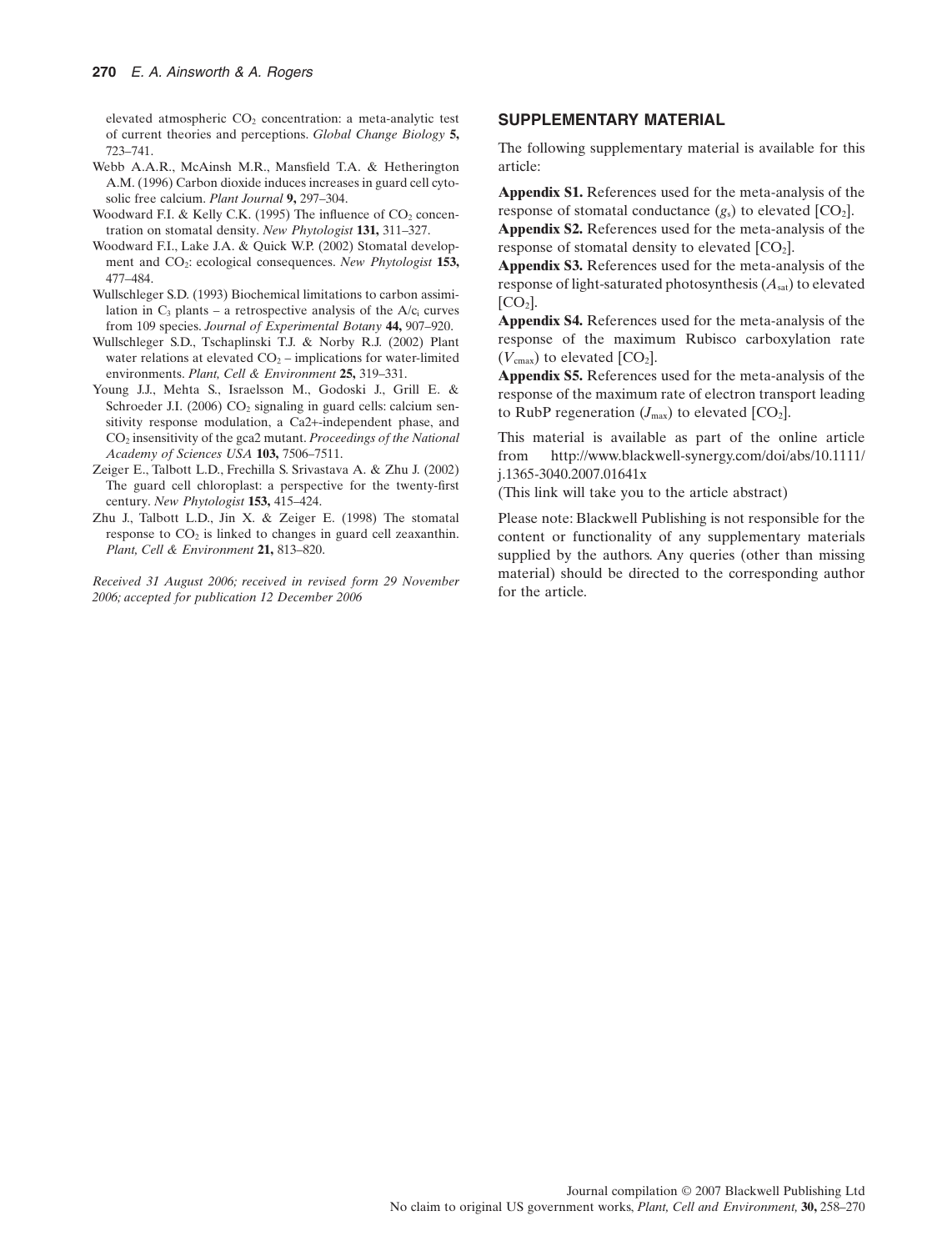elevated atmospheric $CO_2$ concentration: a meta-analytic test of current theories and perceptions. *Global Change Biology* **5,** 723–741.

Webb A.A.R., McAinsh M.R., Mansfield T.A. & Hetherington A.M. (1996) Carbon dioxide induces increases in guard cell cytosolic free calcium. *Plant Journal* **9,** 297–304.

Woodward F.I. & Kelly C.K. (1995) The influence of $CO_2$ concentration on stomatal density. *New Phytologist* **131,** 311–327.

Woodward F.I., Lake J.A. & Quick W.P. (2002) Stomatal development and $CO_2$: ecological consequences. *New Phytologist* **153,** 477–484.

Wullschleger S.D. (1993) Biochemical limitations to carbon assimilation in $C_3$ plants – a retrospective analysis of the A/$c_i$ curves from 109 species. *Journal of Experimental Botany* **44,** 907–920.

Wullschleger S.D., Tschaplinski T.J. & Norby R.J. (2002) Plant water relations at elevated $CO_2$ – implications for water-limited environments. *Plant, Cell & Environment* **25,** 319–331.

Young J.J., Mehta S., Israelsson M., Godoski J., Grill E. & Schroeder J.I. (2006) $CO_2$ signaling in guard cells: calcium sensitivity response modulation, a Ca2+-independent phase, and $CO_2$ insensitivity of the gca2 mutant. *Proceedings of the National Academy of Sciences USA* **103,** 7506–7511.

Zeiger E., Talbott L.D., Frechilla S. Srivastava A. & Zhu J. (2002) The guard cell chloroplast: a perspective for the twenty-first century. *New Phytologist* **153,** 415–424.

Zhu J., Talbott L.D., Jin X. & Zeiger E. (1998) The stomatal response to $CO_2$ is linked to changes in guard cell zeaxanthin. *Plant, Cell & Environment* **21,** 813–820.

*Received 31 August 2006; received in revised form 29 November 2006; accepted for publication 12 December 2006*

## SUPPLEMENTARY MATERIAL

The following supplementary material is available for this article:

**Appendix S1.** References used for the meta-analysis of the response of stomatal conductance ($g_s$) to elevated [$CO_2$].

**Appendix S2.** References used for the meta-analysis of the response of stomatal density to elevated [$CO_2$].

**Appendix S3.** References used for the meta-analysis of the response of light-saturated photosynthesis ($A_{sat}$) to elevated [$CO_2$].

**Appendix S4.** References used for the meta-analysis of the response of the maximum Rubisco carboxylation rate ($V_{cmax}$) to elevated [$CO_2$].

**Appendix S5.** References used for the meta-analysis of the response of the maximum rate of electron transport leading to RubP regeneration ($J_{max}$) to elevated [$CO_2$].

This material is available as part of the online article from http://www.blackwell-synergy.com/doi/abs/10.1111/j.1365-3040.2007.01641x
(This link will take you to the article abstract)

Please note: Blackwell Publishing is not responsible for the content or functionality of any supplementary materials supplied by the authors. Any queries (other than missing material) should be directed to the corresponding author for the article.